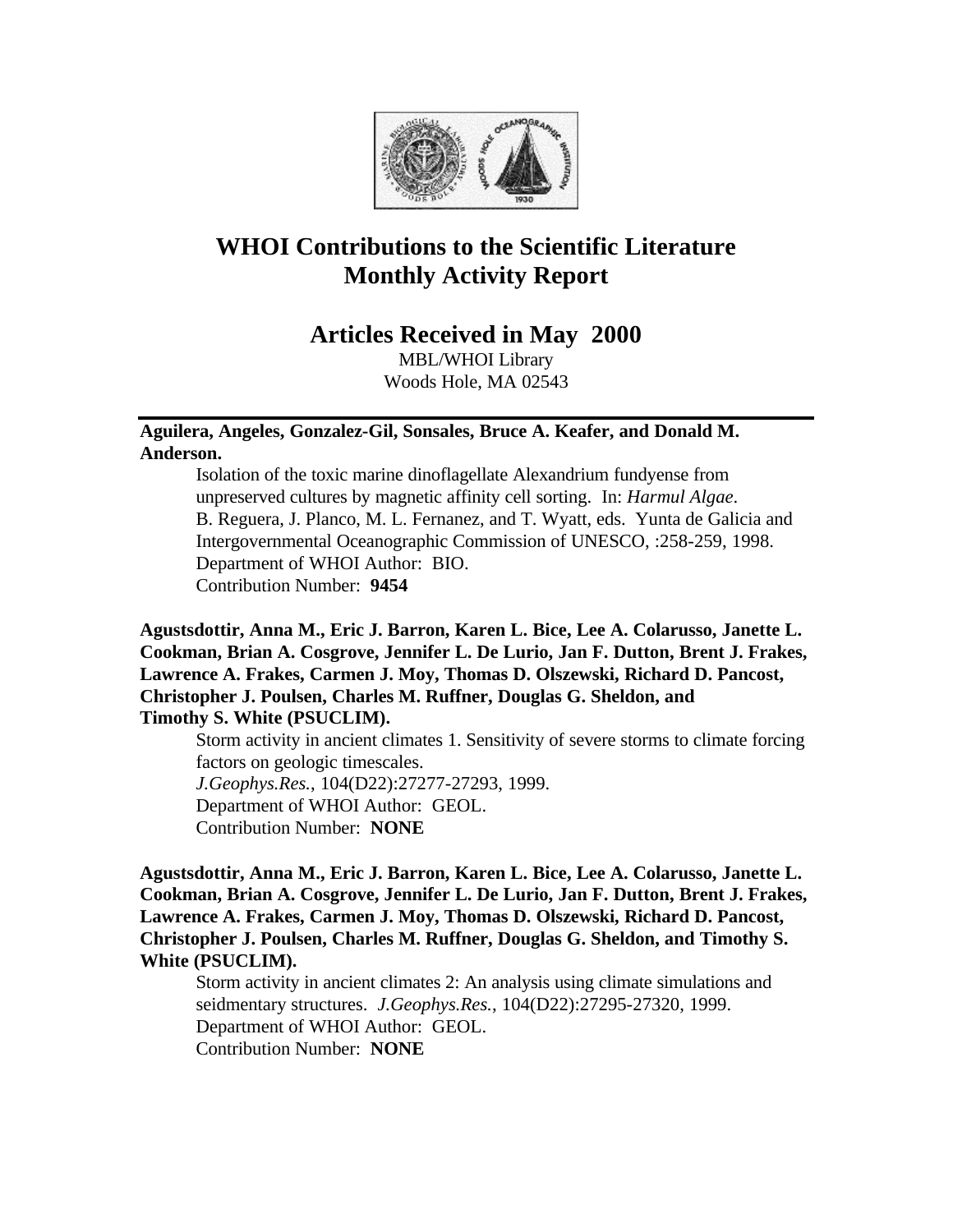# WHOI Contributions to the Scientific Literature
# Monthly Activity Report

## Articles Received in May 2000

MBL/WHOI Library
Woods Hole, MA 02543

---

**Aguilera, Angeles, Gonzalez-Gil, Sonsales, Bruce A. Keafer, and Donald M. Anderson.**

Isolation of the toxic marine dinoflagellate Alexandrium fundyense from unpreserved cultures by magnetic affinity cell sorting. In: *Harmul Algae*. B. Reguera, J. Planco, M. L. Fernanez, and T. Wyatt, eds. Yunta de Galicia and Intergovernmental Oceanographic Commission of UNESCO, :258-259, 1998.
Department of WHOI Author: BIO.
Contribution Number: **9454**

**Agustsdottir, Anna M., Eric J. Barron, Karen L. Bice, Lee A. Colarusso, Janette L. Cookman, Brian A. Cosgrove, Jennifer L. De Lurio, Jan F. Dutton, Brent J. Frakes, Lawrence A. Frakes, Carmen J. Moy, Thomas D. Olszewski, Richard D. Pancost, Christopher J. Poulsen, Charles M. Ruffner, Douglas G. Sheldon, and Timothy S. White (PSUCLIM).**

Storm activity in ancient climates 1. Sensitivity of severe storms to climate forcing factors on geologic timescales.
*J.Geophys.Res.*, 104(D22):27277-27293, 1999.
Department of WHOI Author: GEOL.
Contribution Number: **NONE**

**Agustsdottir, Anna M., Eric J. Barron, Karen L. Bice, Lee A. Colarusso, Janette L. Cookman, Brian A. Cosgrove, Jennifer L. De Lurio, Jan F. Dutton, Brent J. Frakes, Lawrence A. Frakes, Carmen J. Moy, Thomas D. Olszewski, Richard D. Pancost, Christopher J. Poulsen, Charles M. Ruffner, Douglas G. Sheldon, and Timothy S. White (PSUCLIM).**

Storm activity in ancient climates 2: An analysis using climate simulations and seidmentary structures. *J.Geophys.Res.*, 104(D22):27295-27320, 1999.
Department of WHOI Author: GEOL.
Contribution Number: **NONE**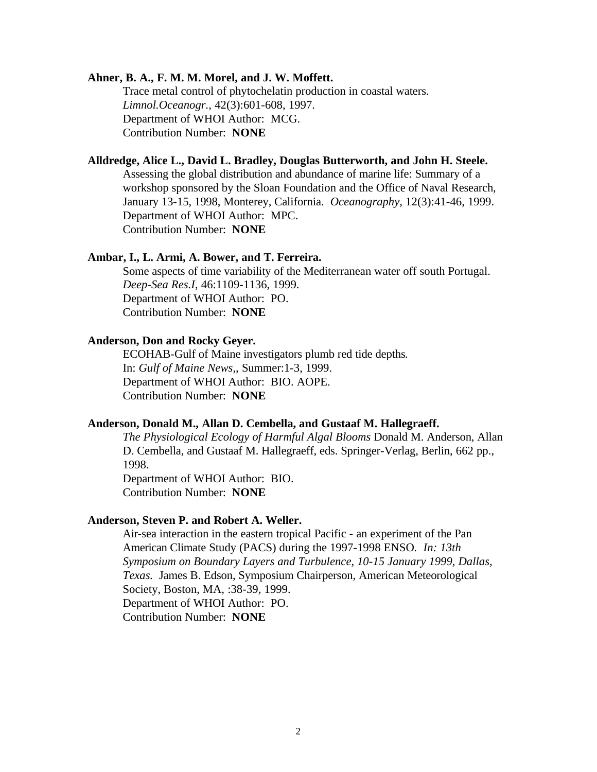**Ahner, B. A., F. M. M. Morel, and J. W. Moffett.**

Trace metal control of phytochelatin production in coastal waters. *Limnol.Oceanogr.*, 42(3):601-608, 1997.
Department of WHOI Author: MCG.
Contribution Number: **NONE**

**Alldredge, Alice L., David L. Bradley, Douglas Butterworth, and John H. Steele.**

Assessing the global distribution and abundance of marine life: Summary of a workshop sponsored by the Sloan Foundation and the Office of Naval Research, January 13-15, 1998, Monterey, California. *Oceanography*, 12(3):41-46, 1999.
Department of WHOI Author: MPC.
Contribution Number: **NONE**

**Ambar, I., L. Armi, A. Bower, and T. Ferreira.**

Some aspects of time variability of the Mediterranean water off south Portugal. *Deep-Sea Res.I*, 46:1109-1136, 1999.
Department of WHOI Author: PO.
Contribution Number: **NONE**

**Anderson, Don and Rocky Geyer.**

ECOHAB-Gulf of Maine investigators plumb red tide depths. In: *Gulf of Maine News*,, Summer:1-3, 1999.
Department of WHOI Author: BIO. AOPE.
Contribution Number: **NONE**

**Anderson, Donald M., Allan D. Cembella, and Gustaaf M. Hallegraeff.**

*The Physiological Ecology of Harmful Algal Blooms* Donald M. Anderson, Allan D. Cembella, and Gustaaf M. Hallegraeff, eds. Springer-Verlag, Berlin, 662 pp., 1998.
Department of WHOI Author: BIO.
Contribution Number: **NONE**

**Anderson, Steven P. and Robert A. Weller.**

Air-sea interaction in the eastern tropical Pacific - an experiment of the Pan American Climate Study (PACS) during the 1997-1998 ENSO. *In: 13th Symposium on Boundary Layers and Turbulence, 10-15 January 1999, Dallas, Texas.* James B. Edson, Symposium Chairperson, American Meteorological Society, Boston, MA, :38-39, 1999.
Department of WHOI Author: PO.
Contribution Number: **NONE**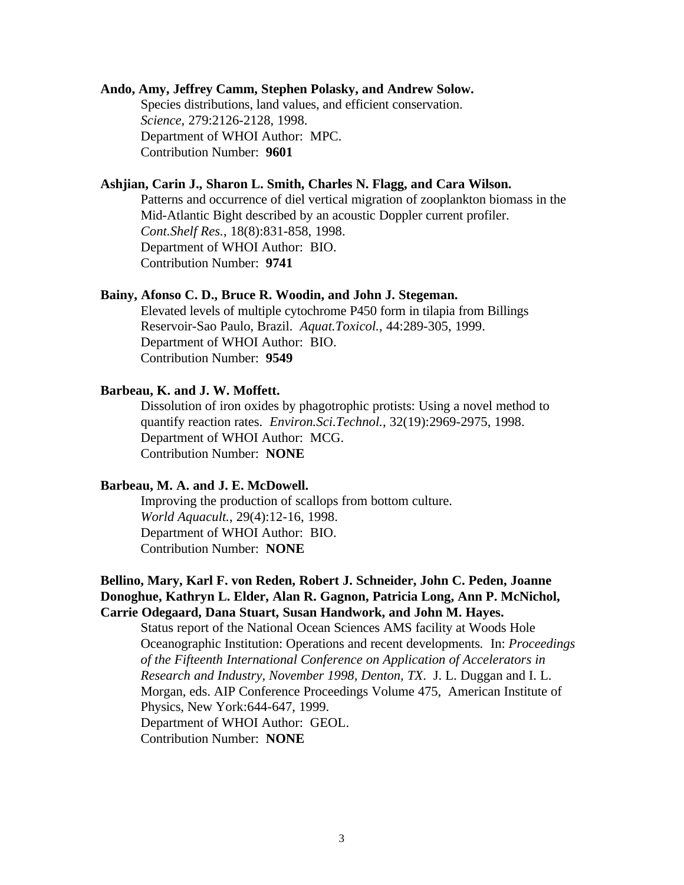**Ando, Amy, Jeffrey Camm, Stephen Polasky, and Andrew Solow.**

Species distributions, land values, and efficient conservation.
*Science*, 279:2126-2128, 1998.
Department of WHOI Author: MPC.
Contribution Number: **9601**

**Ashjian, Carin J., Sharon L. Smith, Charles N. Flagg, and Cara Wilson.**

Patterns and occurrence of diel vertical migration of zooplankton biomass in the Mid-Atlantic Bight described by an acoustic Doppler current profiler.
*Cont.Shelf Res.*, 18(8):831-858, 1998.
Department of WHOI Author: BIO.
Contribution Number: **9741**

**Bainy, Afonso C. D., Bruce R. Woodin, and John J. Stegeman.**

Elevated levels of multiple cytochrome P450 form in tilapia from Billings Reservoir-Sao Paulo, Brazil. *Aquat.Toxicol.*, 44:289-305, 1999.
Department of WHOI Author: BIO.
Contribution Number: **9549**

**Barbeau, K. and J. W. Moffett.**

Dissolution of iron oxides by phagotrophic protists: Using a novel method to quantify reaction rates. *Environ.Sci.Technol.*, 32(19):2969-2975, 1998.
Department of WHOI Author: MCG.
Contribution Number: **NONE**

**Barbeau, M. A. and J. E. McDowell.**

Improving the production of scallops from bottom culture.
*World Aquacult.*, 29(4):12-16, 1998.
Department of WHOI Author: BIO.
Contribution Number: **NONE**

**Bellino, Mary, Karl F. von Reden, Robert J. Schneider, John C. Peden, Joanne Donoghue, Kathryn L. Elder, Alan R. Gagnon, Patricia Long, Ann P. McNichol, Carrie Odegaard, Dana Stuart, Susan Handwork, and John M. Hayes.**

Status report of the National Ocean Sciences AMS facility at Woods Hole Oceanographic Institution: Operations and recent developments. In: *Proceedings of the Fifteenth International Conference on Application of Accelerators in Research and Industry, November 1998, Denton, TX*. J. L. Duggan and I. L. Morgan, eds. AIP Conference Proceedings Volume 475, American Institute of Physics, New York:644-647, 1999.
Department of WHOI Author: GEOL.
Contribution Number: **NONE**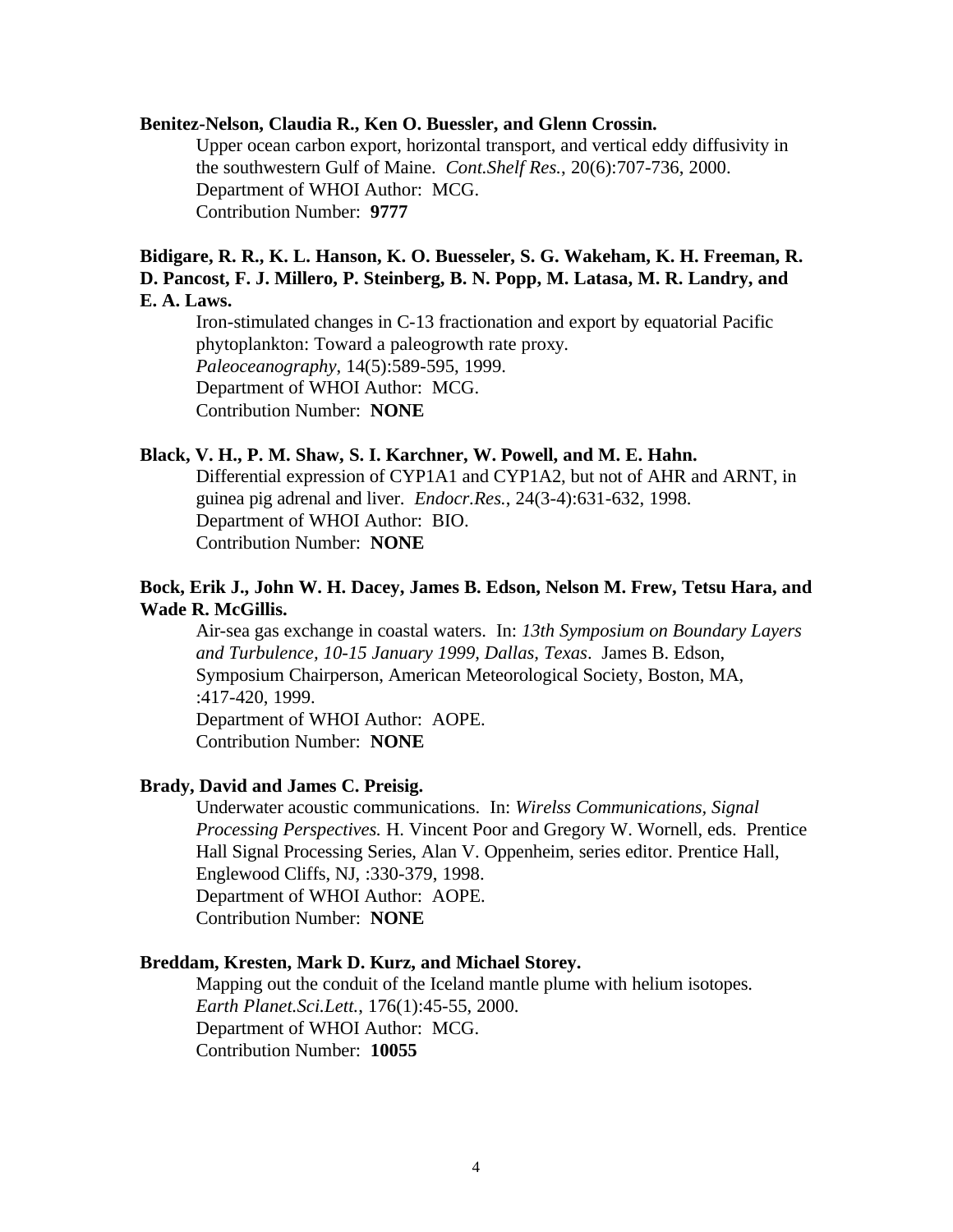**Benitez-Nelson, Claudia R., Ken O. Buessler, and Glenn Crossin.**

Upper ocean carbon export, horizontal transport, and vertical eddy diffusivity in the southwestern Gulf of Maine. *Cont.Shelf Res.*, 20(6):707-736, 2000.
Department of WHOI Author: MCG.
Contribution Number: **9777**

**Bidigare, R. R., K. L. Hanson, K. O. Buesseler, S. G. Wakeham, K. H. Freeman, R. D. Pancost, F. J. Millero, P. Steinberg, B. N. Popp, M. Latasa, M. R. Landry, and E. A. Laws.**

Iron-stimulated changes in C-13 fractionation and export by equatorial Pacific phytoplankton: Toward a paleogrowth rate proxy.
*Paleoceanography*, 14(5):589-595, 1999.
Department of WHOI Author: MCG.
Contribution Number: **NONE**

**Black, V. H., P. M. Shaw, S. I. Karchner, W. Powell, and M. E. Hahn.**

Differential expression of CYP1A1 and CYP1A2, but not of AHR and ARNT, in guinea pig adrenal and liver. *Endocr.Res.*, 24(3-4):631-632, 1998.
Department of WHOI Author: BIO.
Contribution Number: **NONE**

**Bock, Erik J., John W. H. Dacey, James B. Edson, Nelson M. Frew, Tetsu Hara, and Wade R. McGillis.**

Air-sea gas exchange in coastal waters. In: *13th Symposium on Boundary Layers and Turbulence, 10-15 January 1999, Dallas, Texas*. James B. Edson, Symposium Chairperson, American Meteorological Society, Boston, MA, :417-420, 1999.
Department of WHOI Author: AOPE.
Contribution Number: **NONE**

**Brady, David and James C. Preisig.**

Underwater acoustic communications. In: *Wirelss Communications, Signal Processing Perspectives.* H. Vincent Poor and Gregory W. Wornell, eds. Prentice Hall Signal Processing Series, Alan V. Oppenheim, series editor. Prentice Hall, Englewood Cliffs, NJ, :330-379, 1998.
Department of WHOI Author: AOPE.
Contribution Number: **NONE**

**Breddam, Kresten, Mark D. Kurz, and Michael Storey.**

Mapping out the conduit of the Iceland mantle plume with helium isotopes. *Earth Planet.Sci.Lett.*, 176(1):45-55, 2000.
Department of WHOI Author: MCG.
Contribution Number: **10055**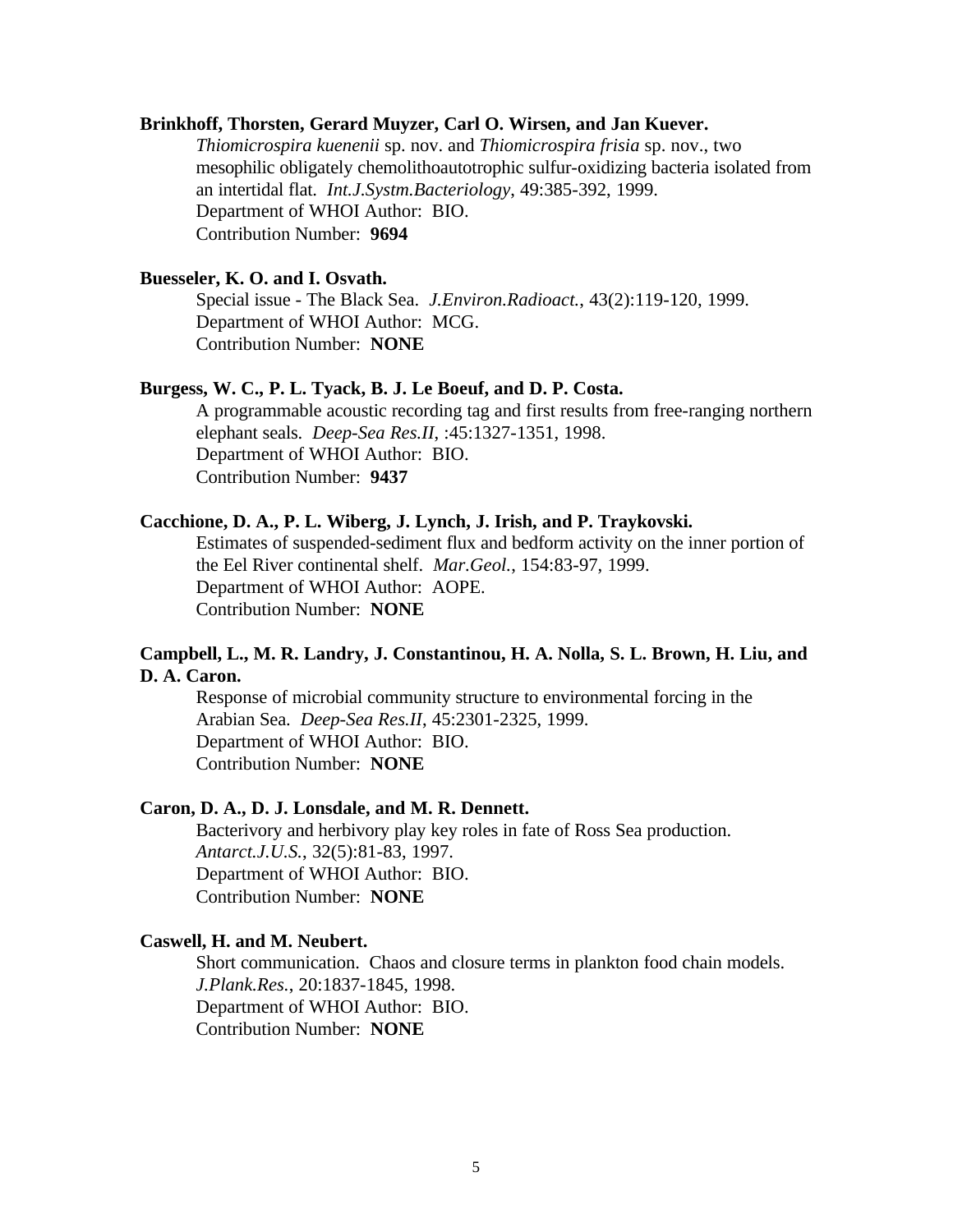**Brinkhoff, Thorsten, Gerard Muyzer, Carl O. Wirsen, and Jan Kuever.**

*Thiomicrospira kuenenii* sp. nov. and *Thiomicrospira frisia* sp. nov., two mesophilic obligately chemolithoautotrophic sulfur-oxidizing bacteria isolated from an intertidal flat. *Int.J.Systm.Bacteriology*, 49:385-392, 1999.
Department of WHOI Author: BIO.
Contribution Number: **9694**

**Buesseler, K. O. and I. Osvath.**

Special issue - The Black Sea. *J.Environ.Radioact.*, 43(2):119-120, 1999.
Department of WHOI Author: MCG.
Contribution Number: **NONE**

**Burgess, W. C., P. L. Tyack, B. J. Le Boeuf, and D. P. Costa.**

A programmable acoustic recording tag and first results from free-ranging northern elephant seals. *Deep-Sea Res.II*, :45:1327-1351, 1998.
Department of WHOI Author: BIO.
Contribution Number: **9437**

**Cacchione, D. A., P. L. Wiberg, J. Lynch, J. Irish, and P. Traykovski.**

Estimates of suspended-sediment flux and bedform activity on the inner portion of the Eel River continental shelf. *Mar.Geol.*, 154:83-97, 1999.
Department of WHOI Author: AOPE.
Contribution Number: **NONE**

**Campbell, L., M. R. Landry, J. Constantinou, H. A. Nolla, S. L. Brown, H. Liu, and D. A. Caron.**

Response of microbial community structure to environmental forcing in the Arabian Sea. *Deep-Sea Res.II*, 45:2301-2325, 1999.
Department of WHOI Author: BIO.
Contribution Number: **NONE**

**Caron, D. A., D. J. Lonsdale, and M. R. Dennett.**

Bacterivory and herbivory play key roles in fate of Ross Sea production. *Antarct.J.U.S.*, 32(5):81-83, 1997.
Department of WHOI Author: BIO.
Contribution Number: **NONE**

**Caswell, H. and M. Neubert.**

Short communication. Chaos and closure terms in plankton food chain models. *J.Plank.Res.*, 20:1837-1845, 1998.
Department of WHOI Author: BIO.
Contribution Number: **NONE**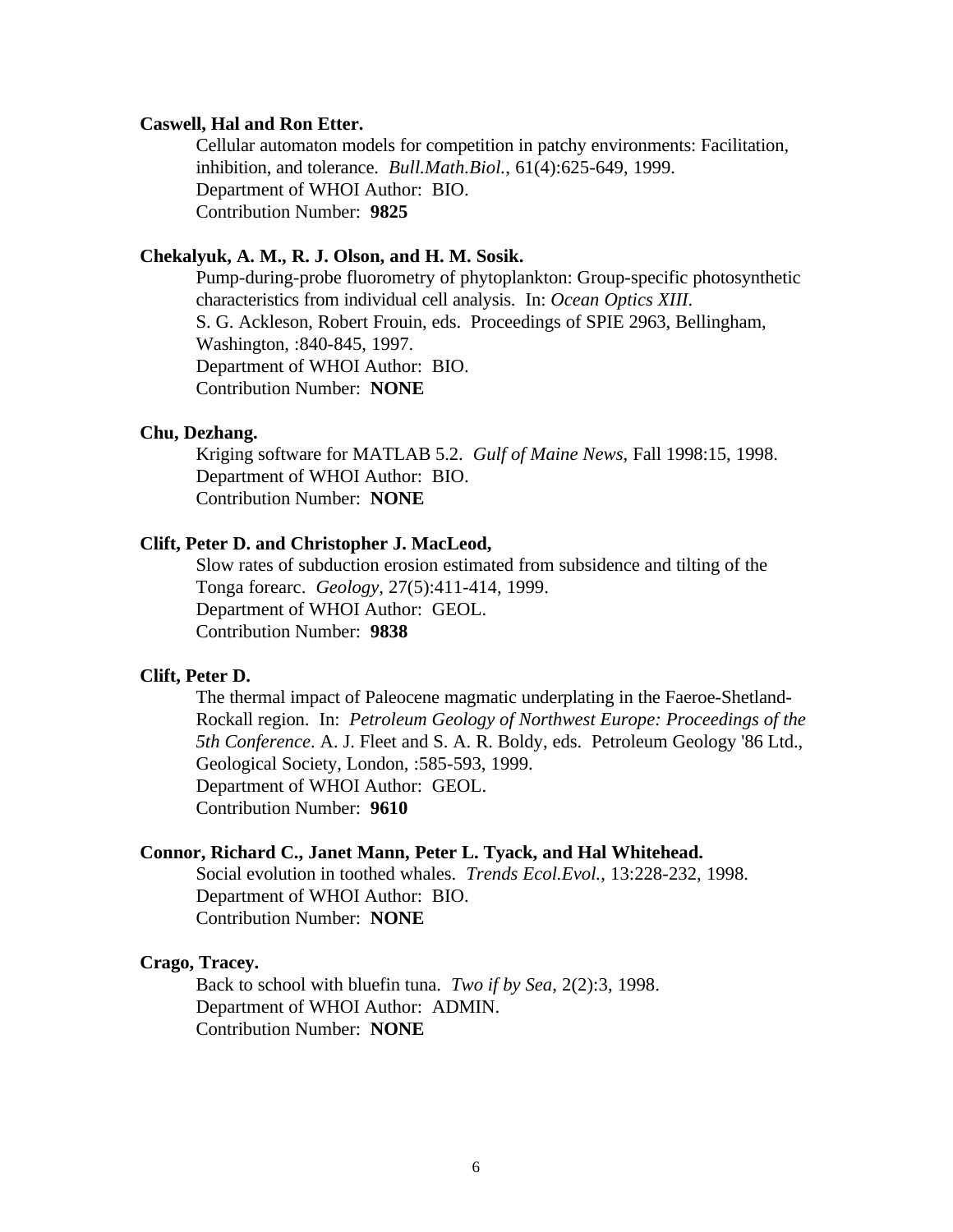**Caswell, Hal and Ron Etter.**

Cellular automaton models for competition in patchy environments: Facilitation, inhibition, and tolerance. *Bull.Math.Biol.*, 61(4):625-649, 1999.
Department of WHOI Author: BIO.
Contribution Number: **9825**

**Chekalyuk, A. M., R. J. Olson, and H. M. Sosik.**

Pump-during-probe fluorometry of phytoplankton: Group-specific photosynthetic characteristics from individual cell analysis. In: *Ocean Optics XIII*. S. G. Ackleson, Robert Frouin, eds. Proceedings of SPIE 2963, Bellingham, Washington, :840-845, 1997.
Department of WHOI Author: BIO.
Contribution Number: **NONE**

**Chu, Dezhang.**

Kriging software for MATLAB 5.2. *Gulf of Maine News*, Fall 1998:15, 1998.
Department of WHOI Author: BIO.
Contribution Number: **NONE**

**Clift, Peter D. and Christopher J. MacLeod,**

Slow rates of subduction erosion estimated from subsidence and tilting of the Tonga forearc. *Geology*, 27(5):411-414, 1999.
Department of WHOI Author: GEOL.
Contribution Number: **9838**

**Clift, Peter D.**

The thermal impact of Paleocene magmatic underplating in the Faeroe-Shetland-Rockall region. In: *Petroleum Geology of Northwest Europe: Proceedings of the 5th Conference*. A. J. Fleet and S. A. R. Boldy, eds. Petroleum Geology '86 Ltd., Geological Society, London, :585-593, 1999.
Department of WHOI Author: GEOL.
Contribution Number: **9610**

**Connor, Richard C., Janet Mann, Peter L. Tyack, and Hal Whitehead.**

Social evolution in toothed whales. *Trends Ecol.Evol.*, 13:228-232, 1998.
Department of WHOI Author: BIO.
Contribution Number: **NONE**

**Crago, Tracey.**

Back to school with bluefin tuna. *Two if by Sea*, 2(2):3, 1998.
Department of WHOI Author: ADMIN.
Contribution Number: **NONE**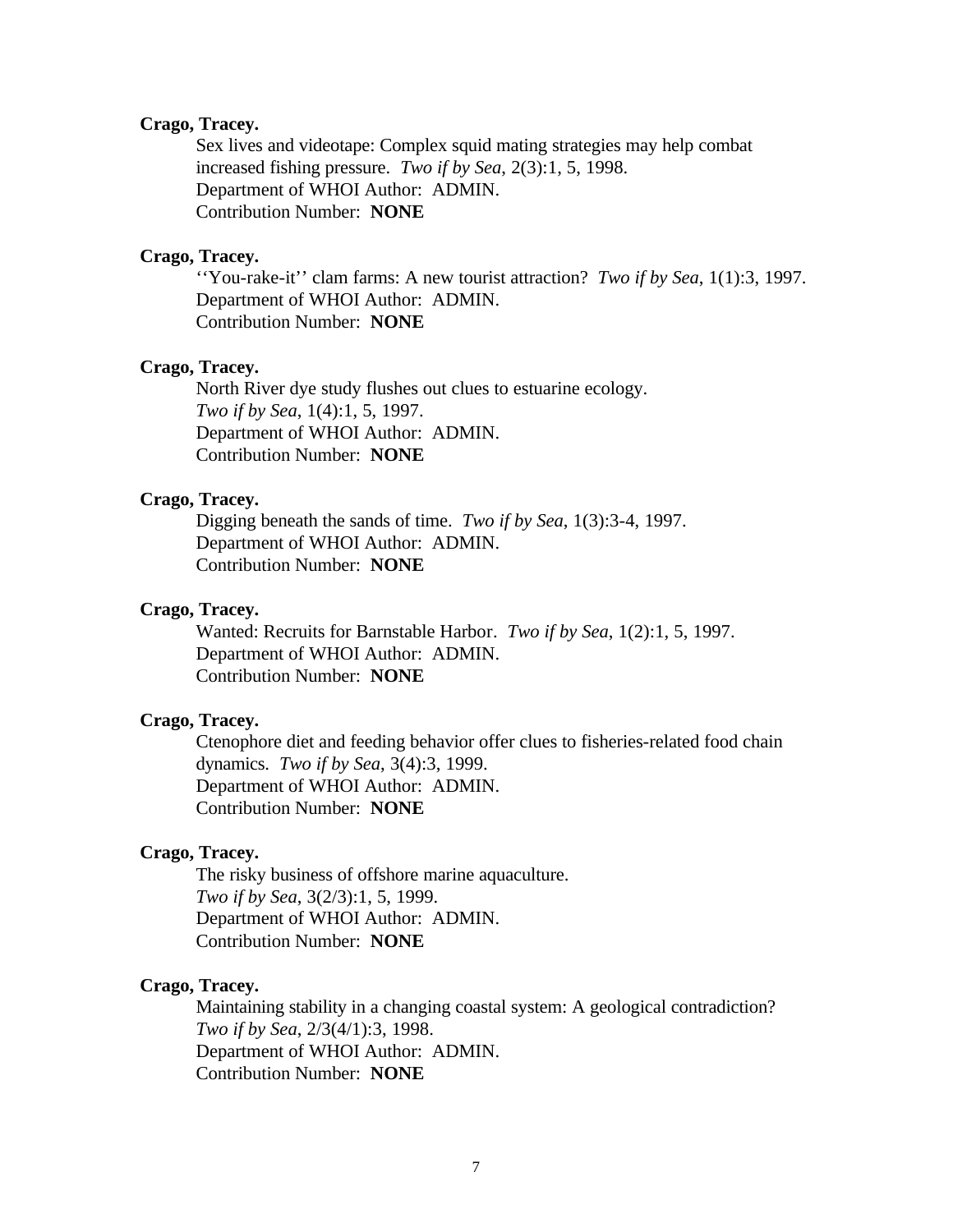**Crago, Tracey.**

Sex lives and videotape: Complex squid mating strategies may help combat increased fishing pressure. *Two if by Sea*, 2(3):1, 5, 1998.
Department of WHOI Author: ADMIN.
Contribution Number: **NONE**

**Crago, Tracey.**

''You-rake-it'' clam farms: A new tourist attraction? *Two if by Sea*, 1(1):3, 1997.
Department of WHOI Author: ADMIN.
Contribution Number: **NONE**

**Crago, Tracey.**

North River dye study flushes out clues to estuarine ecology. *Two if by Sea*, 1(4):1, 5, 1997.
Department of WHOI Author: ADMIN.
Contribution Number: **NONE**

**Crago, Tracey.**

Digging beneath the sands of time. *Two if by Sea*, 1(3):3-4, 1997.
Department of WHOI Author: ADMIN.
Contribution Number: **NONE**

**Crago, Tracey.**

Wanted: Recruits for Barnstable Harbor. *Two if by Sea*, 1(2):1, 5, 1997.
Department of WHOI Author: ADMIN.
Contribution Number: **NONE**

**Crago, Tracey.**

Ctenophore diet and feeding behavior offer clues to fisheries-related food chain dynamics. *Two if by Sea*, 3(4):3, 1999.
Department of WHOI Author: ADMIN.
Contribution Number: **NONE**

**Crago, Tracey.**

The risky business of offshore marine aquaculture. *Two if by Sea*, 3(2/3):1, 5, 1999.
Department of WHOI Author: ADMIN.
Contribution Number: **NONE**

**Crago, Tracey.**

Maintaining stability in a changing coastal system: A geological contradiction? *Two if by Sea*, 2/3(4/1):3, 1998.
Department of WHOI Author: ADMIN.
Contribution Number: **NONE**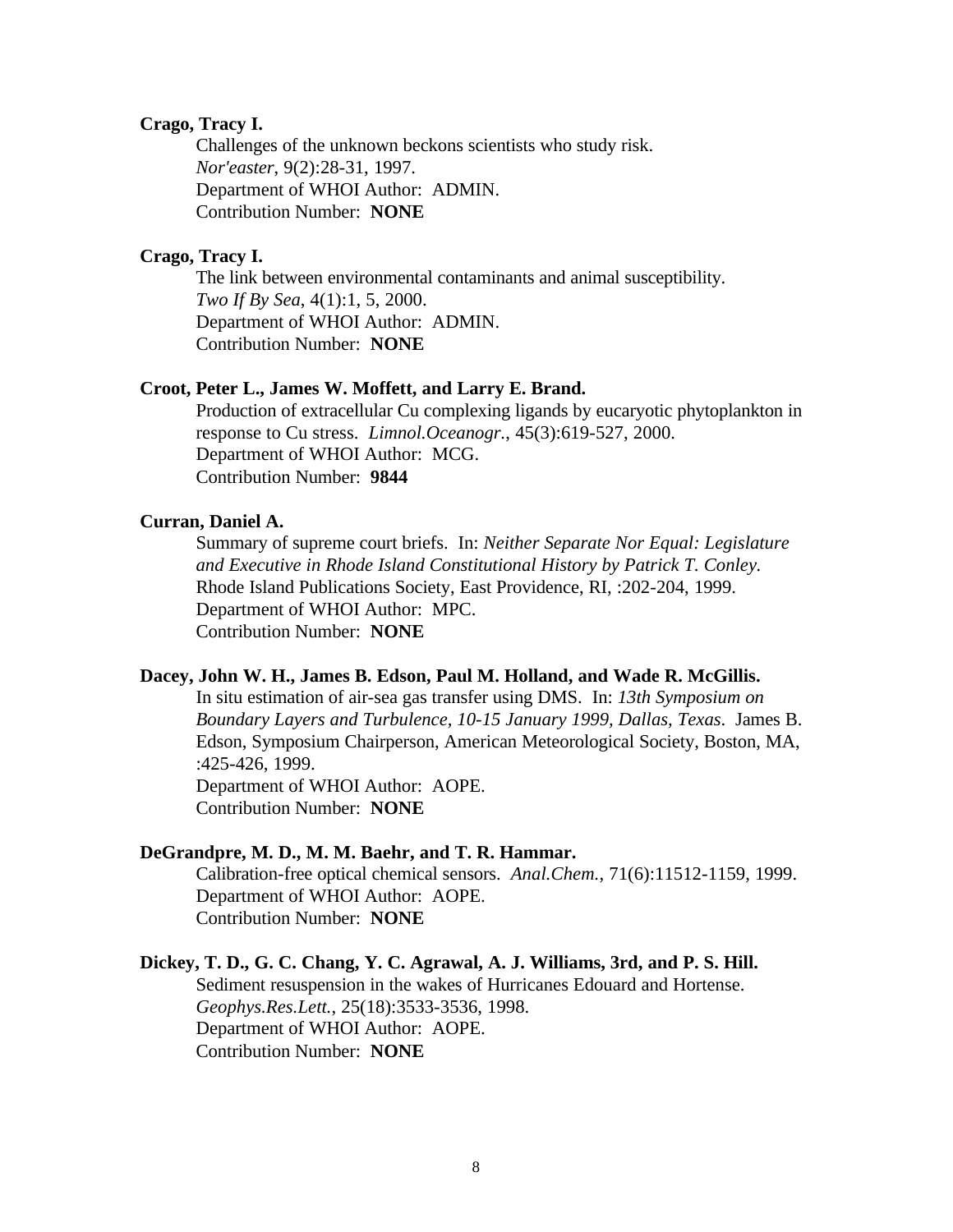**Crago, Tracy I.**

Challenges of the unknown beckons scientists who study risk.
*Nor'easter*, 9(2):28-31, 1997.
Department of WHOI Author: ADMIN.
Contribution Number: **NONE**

**Crago, Tracy I.**

The link between environmental contaminants and animal susceptibility.
*Two If By Sea*, 4(1):1, 5, 2000.
Department of WHOI Author: ADMIN.
Contribution Number: **NONE**

**Croot, Peter L., James W. Moffett, and Larry E. Brand.**

Production of extracellular Cu complexing ligands by eucaryotic phytoplankton in response to Cu stress. *Limnol.Oceanogr.*, 45(3):619-527, 2000.
Department of WHOI Author: MCG.
Contribution Number: **9844**

**Curran, Daniel A.**

Summary of supreme court briefs. In: *Neither Separate Nor Equal: Legislature and Executive in Rhode Island Constitutional History by Patrick T. Conley.* Rhode Island Publications Society, East Providence, RI, :202-204, 1999.
Department of WHOI Author: MPC.
Contribution Number: **NONE**

**Dacey, John W. H., James B. Edson, Paul M. Holland, and Wade R. McGillis.**

In situ estimation of air-sea gas transfer using DMS. In: *13th Symposium on Boundary Layers and Turbulence, 10-15 January 1999, Dallas, Texas*. James B. Edson, Symposium Chairperson, American Meteorological Society, Boston, MA, :425-426, 1999.
Department of WHOI Author: AOPE.
Contribution Number: **NONE**

**DeGrandpre, M. D., M. M. Baehr, and T. R. Hammar.**

Calibration-free optical chemical sensors. *Anal.Chem.*, 71(6):11512-1159, 1999.
Department of WHOI Author: AOPE.
Contribution Number: **NONE**

**Dickey, T. D., G. C. Chang, Y. C. Agrawal, A. J. Williams, 3rd, and P. S. Hill.**

Sediment resuspension in the wakes of Hurricanes Edouard and Hortense. *Geophys.Res.Lett.*, 25(18):3533-3536, 1998.
Department of WHOI Author: AOPE.
Contribution Number: **NONE**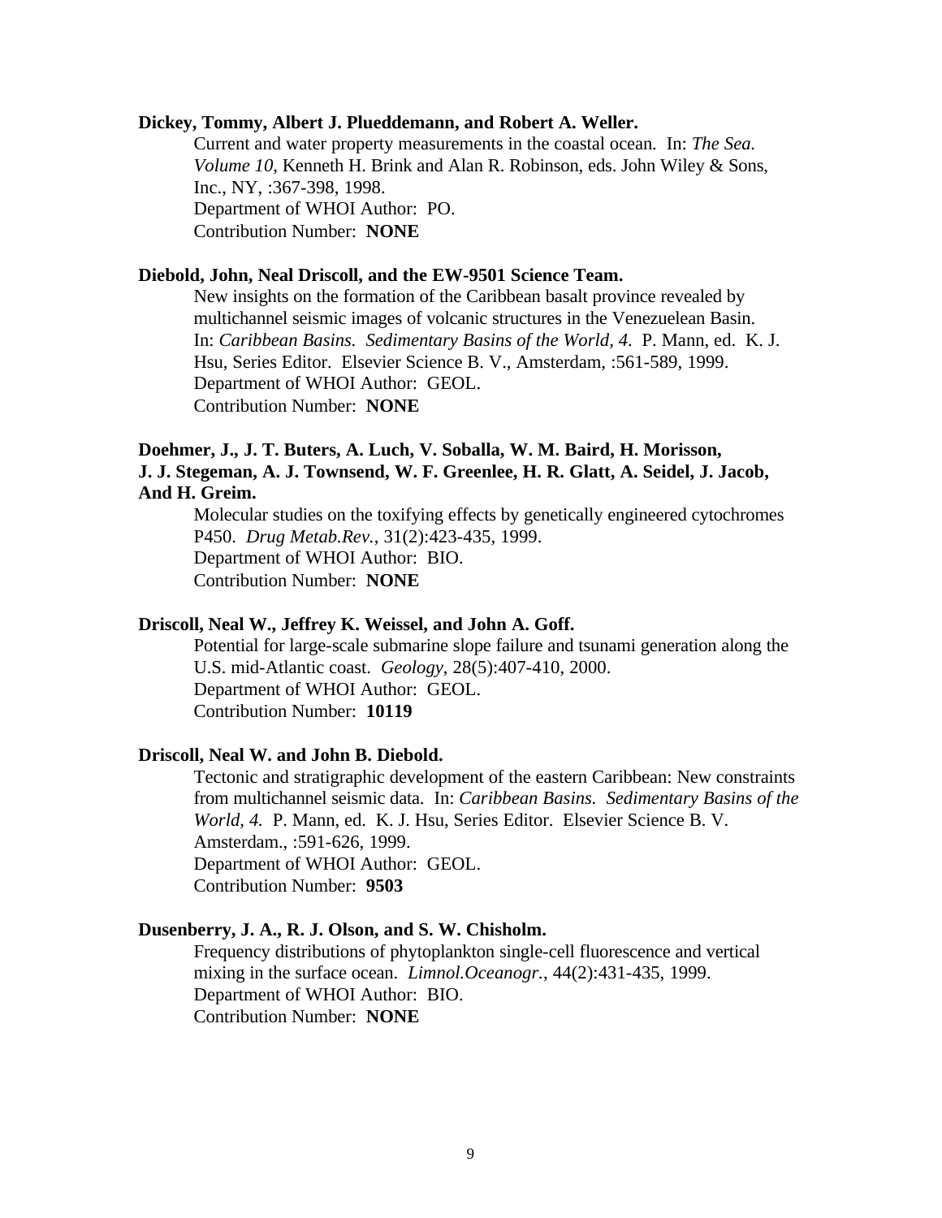**Dickey, Tommy, Albert J. Plueddemann, and Robert A. Weller.**

Current and water property measurements in the coastal ocean. In: *The Sea. Volume 10*, Kenneth H. Brink and Alan R. Robinson, eds. John Wiley & Sons, Inc., NY, :367-398, 1998.
Department of WHOI Author: PO.
Contribution Number: **NONE**

**Diebold, John, Neal Driscoll, and the EW-9501 Science Team.**

New insights on the formation of the Caribbean basalt province revealed by multichannel seismic images of volcanic structures in the Venezuelean Basin. In: *Caribbean Basins. Sedimentary Basins of the World, 4.* P. Mann, ed. K. J. Hsu, Series Editor. Elsevier Science B. V., Amsterdam, :561-589, 1999.
Department of WHOI Author: GEOL.
Contribution Number: **NONE**

**Doehmer, J., J. T. Buters, A. Luch, V. Soballa, W. M. Baird, H. Morisson, J. J. Stegeman, A. J. Townsend, W. F. Greenlee, H. R. Glatt, A. Seidel, J. Jacob, And H. Greim.**

Molecular studies on the toxifying effects by genetically engineered cytochromes P450. *Drug Metab.Rev.*, 31(2):423-435, 1999.
Department of WHOI Author: BIO.
Contribution Number: **NONE**

**Driscoll, Neal W., Jeffrey K. Weissel, and John A. Goff.**

Potential for large-scale submarine slope failure and tsunami generation along the U.S. mid-Atlantic coast. *Geology*, 28(5):407-410, 2000.
Department of WHOI Author: GEOL.
Contribution Number: **10119**

**Driscoll, Neal W. and John B. Diebold.**

Tectonic and stratigraphic development of the eastern Caribbean: New constraints from multichannel seismic data. In: *Caribbean Basins. Sedimentary Basins of the World, 4.* P. Mann, ed. K. J. Hsu, Series Editor. Elsevier Science B. V. Amsterdam., :591-626, 1999.
Department of WHOI Author: GEOL.
Contribution Number: **9503**

**Dusenberry, J. A., R. J. Olson, and S. W. Chisholm.**

Frequency distributions of phytoplankton single-cell fluorescence and vertical mixing in the surface ocean. *Limnol.Oceanogr.*, 44(2):431-435, 1999.
Department of WHOI Author: BIO.
Contribution Number: **NONE**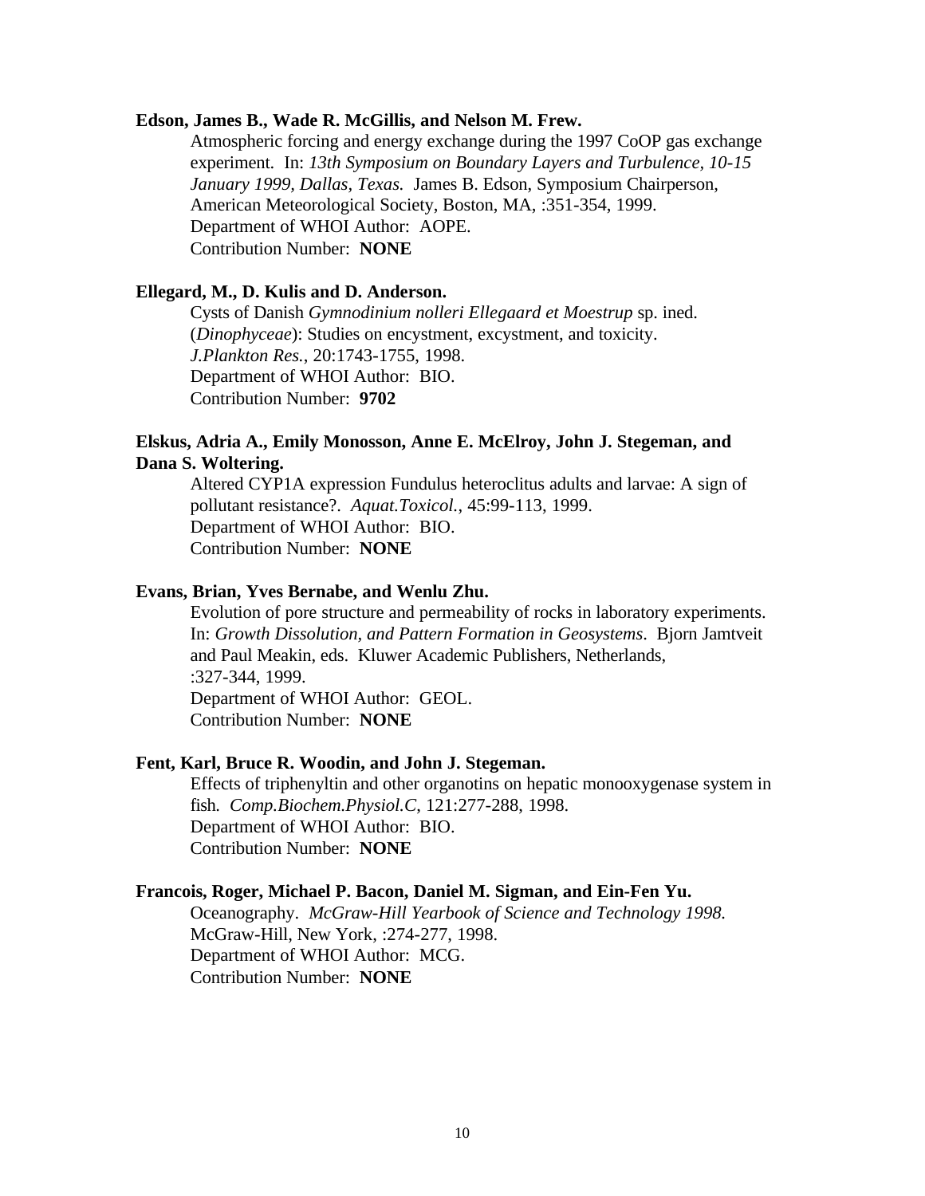**Edson, James B., Wade R. McGillis, and Nelson M. Frew.**

Atmospheric forcing and energy exchange during the 1997 CoOP gas exchange experiment. In: *13th Symposium on Boundary Layers and Turbulence, 10-15 January 1999, Dallas, Texas.* James B. Edson, Symposium Chairperson, American Meteorological Society, Boston, MA, :351-354, 1999.
Department of WHOI Author: AOPE.
Contribution Number: **NONE**

**Ellegard, M., D. Kulis and D. Anderson.**

Cysts of Danish *Gymnodinium nolleri Ellegaard et Moestrup* sp. ined. (*Dinophyceae*): Studies on encystment, excystment, and toxicity. *J.Plankton Res.*, 20:1743-1755, 1998.
Department of WHOI Author: BIO.
Contribution Number: **9702**

**Elskus, Adria A., Emily Monosson, Anne E. McElroy, John J. Stegeman, and Dana S. Woltering.**

Altered CYP1A expression Fundulus heteroclitus adults and larvae: A sign of pollutant resistance?. *Aquat.Toxicol.*, 45:99-113, 1999.
Department of WHOI Author: BIO.
Contribution Number: **NONE**

**Evans, Brian, Yves Bernabe, and Wenlu Zhu.**

Evolution of pore structure and permeability of rocks in laboratory experiments. In: *Growth Dissolution, and Pattern Formation in Geosystems*. Bjorn Jamtveit and Paul Meakin, eds. Kluwer Academic Publishers, Netherlands, :327-344, 1999.
Department of WHOI Author: GEOL.
Contribution Number: **NONE**

**Fent, Karl, Bruce R. Woodin, and John J. Stegeman.**

Effects of triphenyltin and other organotins on hepatic monooxygenase system in fish. *Comp.Biochem.Physiol.C*, 121:277-288, 1998.
Department of WHOI Author: BIO.
Contribution Number: **NONE**

**Francois, Roger, Michael P. Bacon, Daniel M. Sigman, and Ein-Fen Yu.**

Oceanography. *McGraw-Hill Yearbook of Science and Technology 1998.* McGraw-Hill, New York, :274-277, 1998.
Department of WHOI Author: MCG.
Contribution Number: **NONE**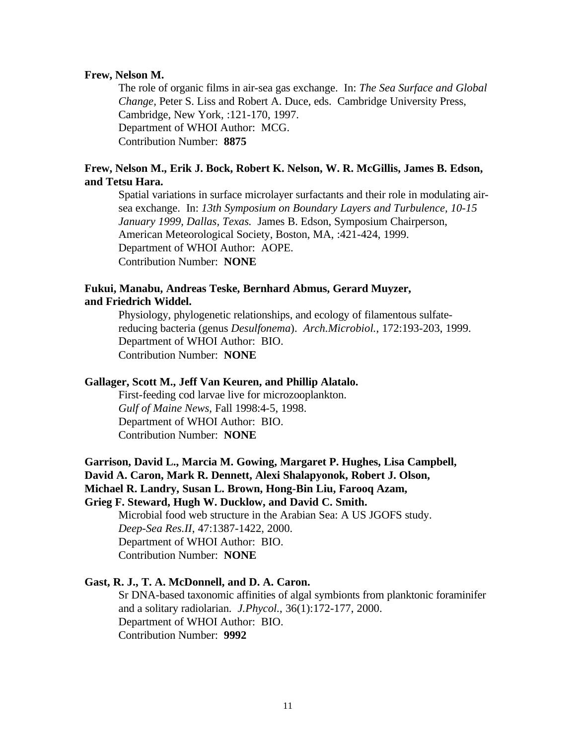**Frew, Nelson M.**

The role of organic films in air-sea gas exchange. In: *The Sea Surface and Global Change*, Peter S. Liss and Robert A. Duce, eds. Cambridge University Press, Cambridge, New York, :121-170, 1997.
Department of WHOI Author: MCG.
Contribution Number: **8875**

**Frew, Nelson M., Erik J. Bock, Robert K. Nelson, W. R. McGillis, James B. Edson, and Tetsu Hara.**

Spatial variations in surface microlayer surfactants and their role in modulating air-sea exchange. In: *13th Symposium on Boundary Layers and Turbulence, 10-15 January 1999, Dallas, Texas.* James B. Edson, Symposium Chairperson, American Meteorological Society, Boston, MA, :421-424, 1999.
Department of WHOI Author: AOPE.
Contribution Number: **NONE**

**Fukui, Manabu, Andreas Teske, Bernhard Abmus, Gerard Muyzer, and Friedrich Widdel.**

Physiology, phylogenetic relationships, and ecology of filamentous sulfate-reducing bacteria (genus *Desulfonema*). *Arch.Microbiol.*, 172:193-203, 1999.
Department of WHOI Author: BIO.
Contribution Number: **NONE**

**Gallager, Scott M., Jeff Van Keuren, and Phillip Alatalo.**

First-feeding cod larvae live for microzooplankton.
*Gulf of Maine News*, Fall 1998:4-5, 1998.
Department of WHOI Author: BIO.
Contribution Number: **NONE**

**Garrison, David L., Marcia M. Gowing, Margaret P. Hughes, Lisa Campbell, David A. Caron, Mark R. Dennett, Alexi Shalapyonok, Robert J. Olson, Michael R. Landry, Susan L. Brown, Hong-Bin Liu, Farooq Azam, Grieg F. Steward, Hugh W. Ducklow, and David C. Smith.**

Microbial food web structure in the Arabian Sea: A US JGOFS study.
*Deep-Sea Res.II*, 47:1387-1422, 2000.
Department of WHOI Author: BIO.
Contribution Number: **NONE**

**Gast, R. J., T. A. McDonnell, and D. A. Caron.**

Sr DNA-based taxonomic affinities of algal symbionts from planktonic foraminifer and a solitary radiolarian. *J.Phycol.*, 36(1):172-177, 2000.
Department of WHOI Author: BIO.
Contribution Number: **9992**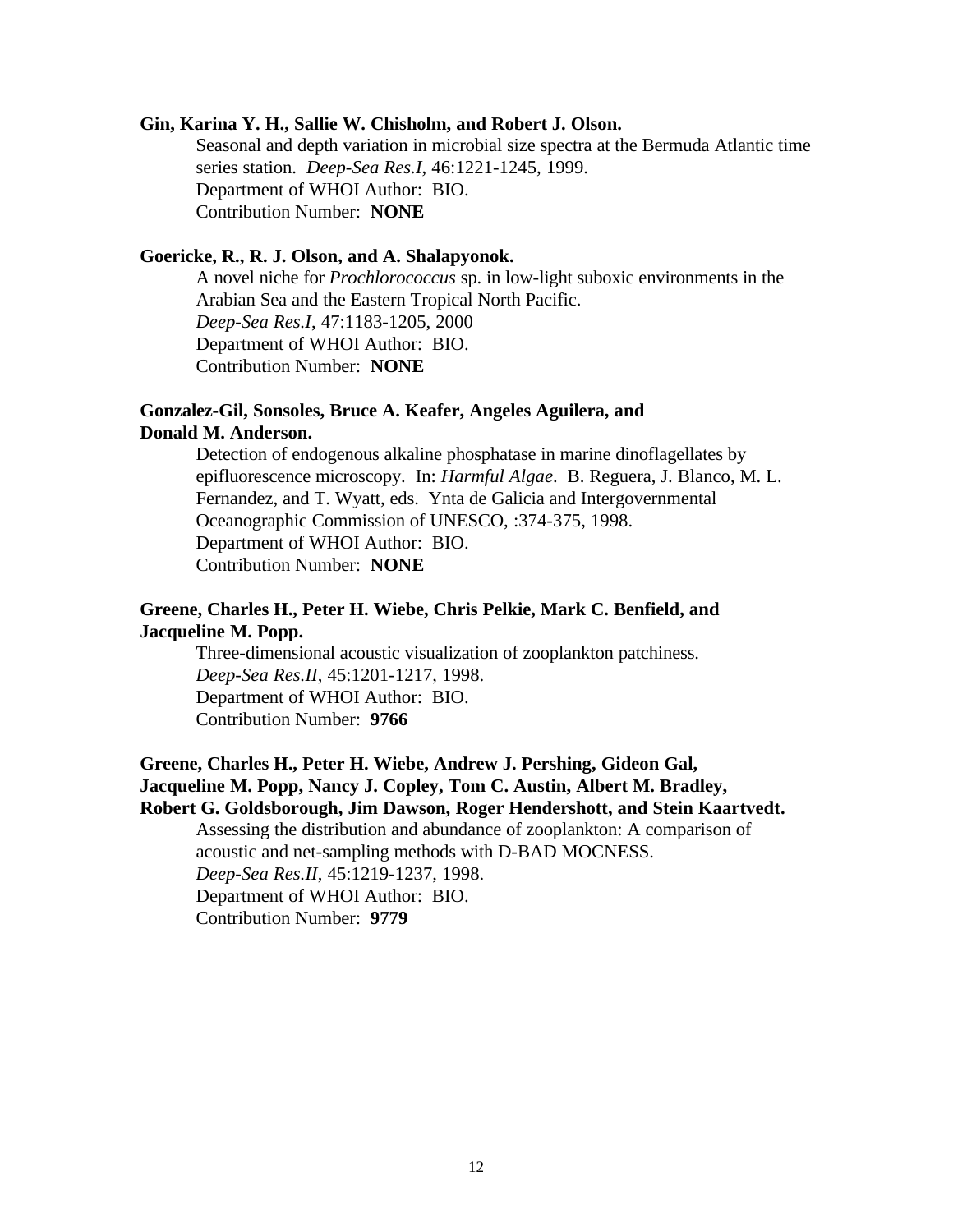**Gin, Karina Y. H., Sallie W. Chisholm, and Robert J. Olson.**

Seasonal and depth variation in microbial size spectra at the Bermuda Atlantic time series station. *Deep-Sea Res.I*, 46:1221-1245, 1999.
Department of WHOI Author: BIO.
Contribution Number: **NONE**

**Goericke, R., R. J. Olson, and A. Shalapyonok.**

A novel niche for *Prochlorococcus* sp. in low-light suboxic environments in the Arabian Sea and the Eastern Tropical North Pacific.
*Deep-Sea Res.I*, 47:1183-1205, 2000
Department of WHOI Author: BIO.
Contribution Number: **NONE**

**Gonzalez-Gil, Sonsoles, Bruce A. Keafer, Angeles Aguilera, and Donald M. Anderson.**

Detection of endogenous alkaline phosphatase in marine dinoflagellates by epifluorescence microscopy. In: *Harmful Algae*. B. Reguera, J. Blanco, M. L. Fernandez, and T. Wyatt, eds. Ynta de Galicia and Intergovernmental Oceanographic Commission of UNESCO, :374-375, 1998.
Department of WHOI Author: BIO.
Contribution Number: **NONE**

**Greene, Charles H., Peter H. Wiebe, Chris Pelkie, Mark C. Benfield, and Jacqueline M. Popp.**

Three-dimensional acoustic visualization of zooplankton patchiness.
*Deep-Sea Res.II*, 45:1201-1217, 1998.
Department of WHOI Author: BIO.
Contribution Number: **9766**

**Greene, Charles H., Peter H. Wiebe, Andrew J. Pershing, Gideon Gal, Jacqueline M. Popp, Nancy J. Copley, Tom C. Austin, Albert M. Bradley, Robert G. Goldsborough, Jim Dawson, Roger Hendershott, and Stein Kaartvedt.**

Assessing the distribution and abundance of zooplankton: A comparison of acoustic and net-sampling methods with D-BAD MOCNESS.
*Deep-Sea Res.II*, 45:1219-1237, 1998.
Department of WHOI Author: BIO.
Contribution Number: **9779**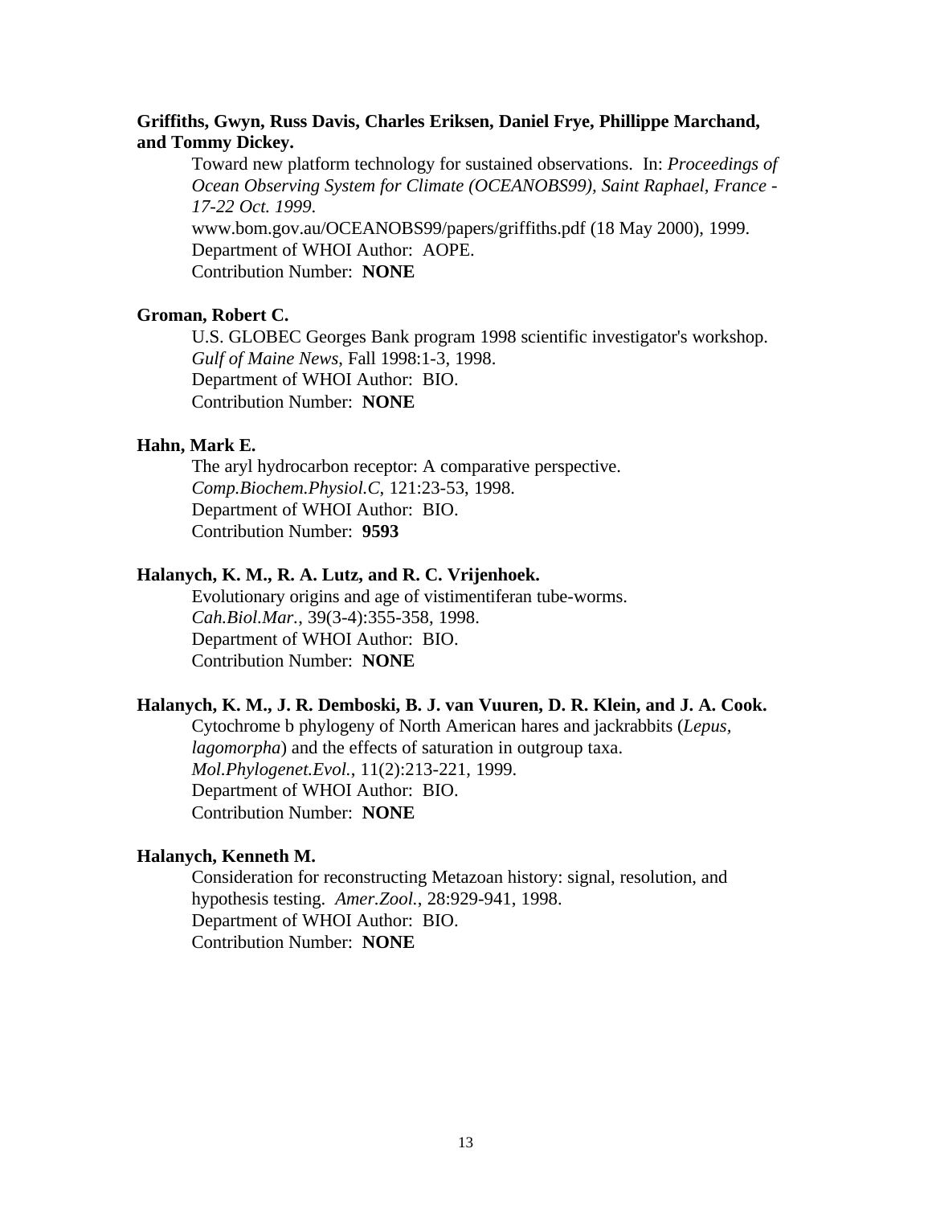**Griffiths, Gwyn, Russ Davis, Charles Eriksen, Daniel Frye, Phillippe Marchand, and Tommy Dickey.**

Toward new platform technology for sustained observations. In: *Proceedings of Ocean Observing System for Climate (OCEANOBS99), Saint Raphael, France - 17-22 Oct. 1999*.
www.bom.gov.au/OCEANOBS99/papers/griffiths.pdf (18 May 2000), 1999.
Department of WHOI Author: AOPE.
Contribution Number: **NONE**

**Groman, Robert C.**

U.S. GLOBEC Georges Bank program 1998 scientific investigator's workshop.
*Gulf of Maine News*, Fall 1998:1-3, 1998.
Department of WHOI Author: BIO.
Contribution Number: **NONE**

**Hahn, Mark E.**

The aryl hydrocarbon receptor: A comparative perspective.
*Comp.Biochem.Physiol.C*, 121:23-53, 1998.
Department of WHOI Author: BIO.
Contribution Number: **9593**

**Halanych, K. M., R. A. Lutz, and R. C. Vrijenhoek.**

Evolutionary origins and age of vistimentiferan tube-worms.
*Cah.Biol.Mar.*, 39(3-4):355-358, 1998.
Department of WHOI Author: BIO.
Contribution Number: **NONE**

**Halanych, K. M., J. R. Demboski, B. J. van Vuuren, D. R. Klein, and J. A. Cook.**

Cytochrome b phylogeny of North American hares and jackrabbits (*Lepus, lagomorpha*) and the effects of saturation in outgroup taxa.
*Mol.Phylogenet.Evol.*, 11(2):213-221, 1999.
Department of WHOI Author: BIO.
Contribution Number: **NONE**

**Halanych, Kenneth M.**

Consideration for reconstructing Metazoan history: signal, resolution, and hypothesis testing. *Amer.Zool.*, 28:929-941, 1998.
Department of WHOI Author: BIO.
Contribution Number: **NONE**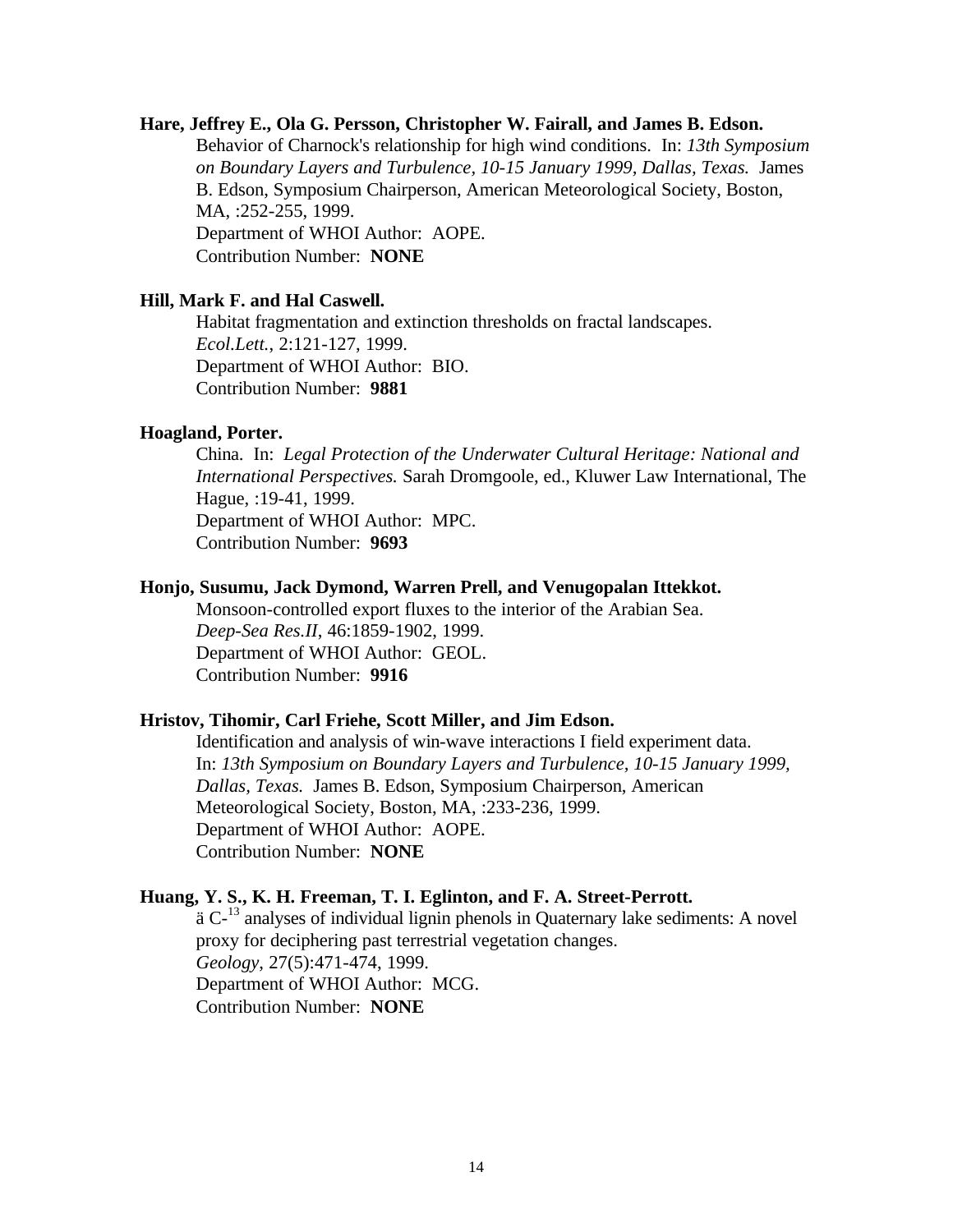**Hare, Jeffrey E., Ola G. Persson, Christopher W. Fairall, and James B. Edson.**
Behavior of Charnock's relationship for high wind conditions. In: *13th Symposium on Boundary Layers and Turbulence, 10-15 January 1999, Dallas, Texas.* James B. Edson, Symposium Chairperson, American Meteorological Society, Boston, MA, :252-255, 1999.
Department of WHOI Author: AOPE.
Contribution Number: **NONE**

**Hill, Mark F. and Hal Caswell.**
Habitat fragmentation and extinction thresholds on fractal landscapes.
*Ecol.Lett.*, 2:121-127, 1999.
Department of WHOI Author: BIO.
Contribution Number: **9881**

**Hoagland, Porter.**
China. In: *Legal Protection of the Underwater Cultural Heritage: National and International Perspectives.* Sarah Dromgoole, ed., Kluwer Law International, The Hague, :19-41, 1999.
Department of WHOI Author: MPC.
Contribution Number: **9693**

**Honjo, Susumu, Jack Dymond, Warren Prell, and Venugopalan Ittekkot.**
Monsoon-controlled export fluxes to the interior of the Arabian Sea.
*Deep-Sea Res.II*, 46:1859-1902, 1999.
Department of WHOI Author: GEOL.
Contribution Number: **9916**

**Hristov, Tihomir, Carl Friehe, Scott Miller, and Jim Edson.**
Identification and analysis of win-wave interactions I field experiment data.
In: *13th Symposium on Boundary Layers and Turbulence, 10-15 January 1999, Dallas, Texas.* James B. Edson, Symposium Chairperson, American Meteorological Society, Boston, MA, :233-236, 1999.
Department of WHOI Author: AOPE.
Contribution Number: **NONE**

**Huang, Y. S., K. H. Freeman, T. I. Eglinton, and F. A. Street-Perrott.**
ä $C^{-13}$ analyses of individual lignin phenols in Quaternary lake sediments: A novel proxy for deciphering past terrestrial vegetation changes.
*Geology*, 27(5):471-474, 1999.
Department of WHOI Author: MCG.
Contribution Number: **NONE**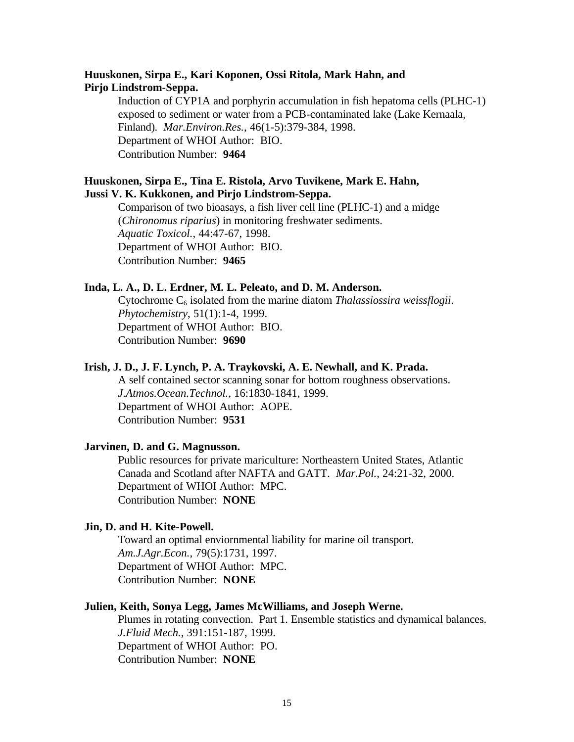**Huuskonen, Sirpa E., Kari Koponen, Ossi Ritola, Mark Hahn, and Pirjo Lindstrom-Seppa.**

Induction of CYP1A and porphyrin accumulation in fish hepatoma cells (PLHC-1) exposed to sediment or water from a PCB-contaminated lake (Lake Kernaala, Finland). *Mar.Environ.Res.*, 46(1-5):379-384, 1998.
Department of WHOI Author: BIO.
Contribution Number: **9464**

**Huuskonen, Sirpa E., Tina E. Ristola, Arvo Tuvikene, Mark E. Hahn, Jussi V. K. Kukkonen, and Pirjo Lindstrom-Seppa.**

Comparison of two bioasays, a fish liver cell line (PLHC-1) and a midge (*Chironomus riparius*) in monitoring freshwater sediments. *Aquatic Toxicol.*, 44:47-67, 1998.
Department of WHOI Author: BIO.
Contribution Number: **9465**

**Inda, L. A., D. L. Erdner, M. L. Peleato, and D. M. Anderson.**

Cytochrome $C_6$ isolated from the marine diatom *Thalassiossira weissflogii*. *Phytochemistry*, 51(1):1-4, 1999.
Department of WHOI Author: BIO.
Contribution Number: **9690**

**Irish, J. D., J. F. Lynch, P. A. Traykovski, A. E. Newhall, and K. Prada.**

A self contained sector scanning sonar for bottom roughness observations. *J.Atmos.Ocean.Technol.*, 16:1830-1841, 1999.
Department of WHOI Author: AOPE.
Contribution Number: **9531**

**Jarvinen, D. and G. Magnusson.**

Public resources for private mariculture: Northeastern United States, Atlantic Canada and Scotland after NAFTA and GATT. *Mar.Pol.*, 24:21-32, 2000.
Department of WHOI Author: MPC.
Contribution Number: **NONE**

**Jin, D. and H. Kite-Powell.**

Toward an optimal enviornmental liability for marine oil transport. *Am.J.Agr.Econ.*, 79(5):1731, 1997.
Department of WHOI Author: MPC.
Contribution Number: **NONE**

**Julien, Keith, Sonya Legg, James McWilliams, and Joseph Werne.**

Plumes in rotating convection. Part 1. Ensemble statistics and dynamical balances. *J.Fluid Mech.*, 391:151-187, 1999.
Department of WHOI Author: PO.
Contribution Number: **NONE**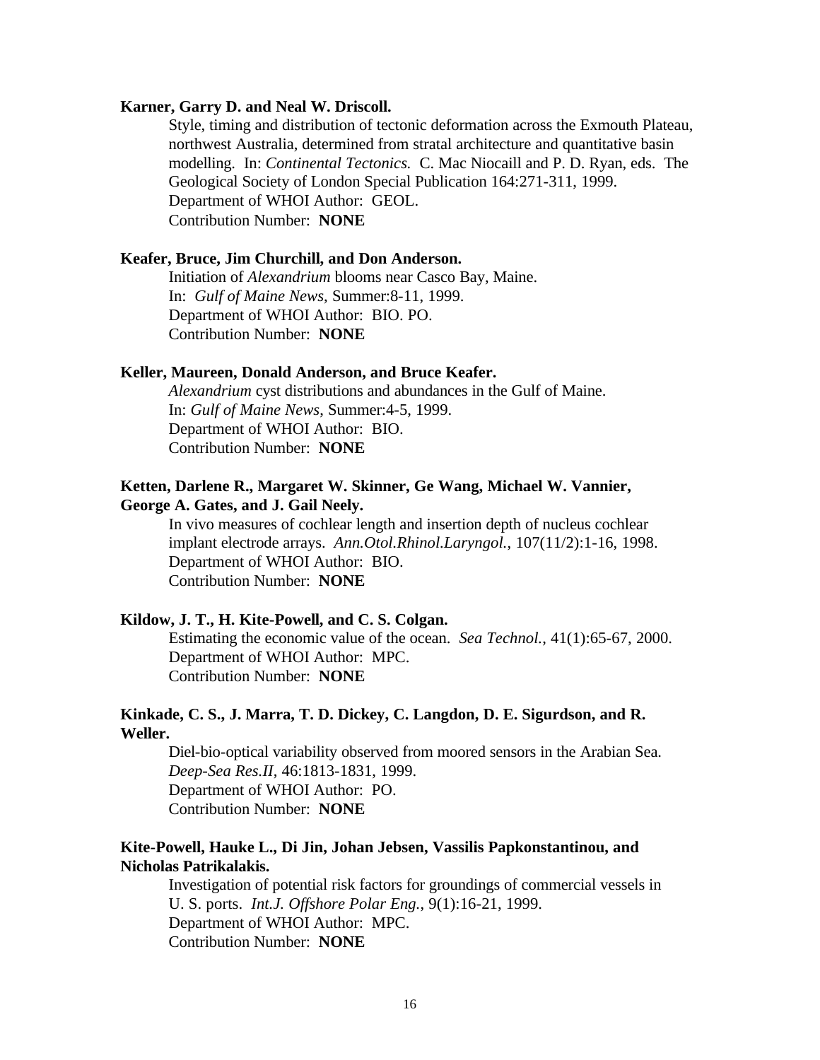**Karner, Garry D. and Neal W. Driscoll.**

Style, timing and distribution of tectonic deformation across the Exmouth Plateau, northwest Australia, determined from stratal architecture and quantitative basin modelling. In: *Continental Tectonics.* C. Mac Niocaill and P. D. Ryan, eds. The Geological Society of London Special Publication 164:271-311, 1999.
Department of WHOI Author: GEOL.
Contribution Number: **NONE**

**Keafer, Bruce, Jim Churchill, and Don Anderson.**

Initiation of *Alexandrium* blooms near Casco Bay, Maine.
In: *Gulf of Maine News*, Summer:8-11, 1999.
Department of WHOI Author: BIO. PO.
Contribution Number: **NONE**

**Keller, Maureen, Donald Anderson, and Bruce Keafer.**

*Alexandrium* cyst distributions and abundances in the Gulf of Maine.
In: *Gulf of Maine News*, Summer:4-5, 1999.
Department of WHOI Author: BIO.
Contribution Number: **NONE**

**Ketten, Darlene R., Margaret W. Skinner, Ge Wang, Michael W. Vannier, George A. Gates, and J. Gail Neely.**

In vivo measures of cochlear length and insertion depth of nucleus cochlear implant electrode arrays. *Ann.Otol.Rhinol.Laryngol.*, 107(11/2):1-16, 1998.
Department of WHOI Author: BIO.
Contribution Number: **NONE**

**Kildow, J. T., H. Kite-Powell, and C. S. Colgan.**

Estimating the economic value of the ocean. *Sea Technol.*, 41(1):65-67, 2000.
Department of WHOI Author: MPC.
Contribution Number: **NONE**

**Kinkade, C. S., J. Marra, T. D. Dickey, C. Langdon, D. E. Sigurdson, and R. Weller.**

Diel-bio-optical variability observed from moored sensors in the Arabian Sea.
*Deep-Sea Res.II*, 46:1813-1831, 1999.
Department of WHOI Author: PO.
Contribution Number: **NONE**

**Kite-Powell, Hauke L., Di Jin, Johan Jebsen, Vassilis Papkonstantinou, and Nicholas Patrikalakis.**

Investigation of potential risk factors for groundings of commercial vessels in U. S. ports. *Int.J. Offshore Polar Eng.*, 9(1):16-21, 1999.
Department of WHOI Author: MPC.
Contribution Number: **NONE**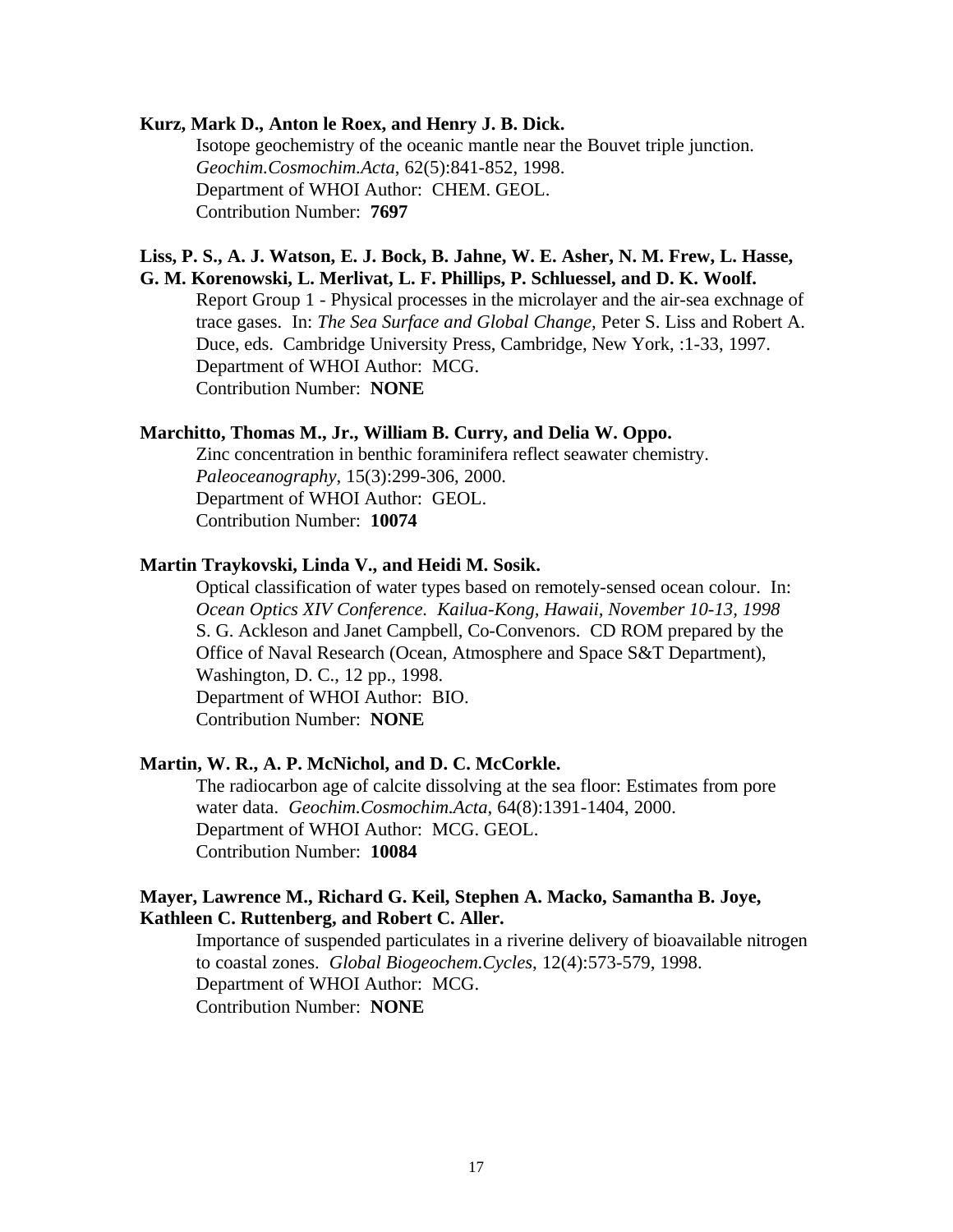**Kurz, Mark D., Anton le Roex, and Henry J. B. Dick.**

Isotope geochemistry of the oceanic mantle near the Bouvet triple junction. *Geochim.Cosmochim.Acta*, 62(5):841-852, 1998.
Department of WHOI Author: CHEM. GEOL.
Contribution Number: **7697**

**Liss, P. S., A. J. Watson, E. J. Bock, B. Jahne, W. E. Asher, N. M. Frew, L. Hasse, G. M. Korenowski, L. Merlivat, L. F. Phillips, P. Schluessel, and D. K. Woolf.**

Report Group 1 - Physical processes in the microlayer and the air-sea exchnage of trace gases. In: *The Sea Surface and Global Change,* Peter S. Liss and Robert A. Duce, eds. Cambridge University Press, Cambridge, New York, :1-33, 1997.
Department of WHOI Author: MCG.
Contribution Number: **NONE**

**Marchitto, Thomas M., Jr., William B. Curry, and Delia W. Oppo.**

Zinc concentration in benthic foraminifera reflect seawater chemistry. *Paleoceanography*, 15(3):299-306, 2000.
Department of WHOI Author: GEOL.
Contribution Number: **10074**

**Martin Traykovski, Linda V., and Heidi M. Sosik.**

Optical classification of water types based on remotely-sensed ocean colour. In: *Ocean Optics XIV Conference. Kailua-Kong, Hawaii, November 10-13, 1998* S. G. Ackleson and Janet Campbell, Co-Convenors. CD ROM prepared by the Office of Naval Research (Ocean, Atmosphere and Space S&T Department), Washington, D. C., 12 pp., 1998.
Department of WHOI Author: BIO.
Contribution Number: **NONE**

**Martin, W. R., A. P. McNichol, and D. C. McCorkle.**

The radiocarbon age of calcite dissolving at the sea floor: Estimates from pore water data. *Geochim.Cosmochim.Acta*, 64(8):1391-1404, 2000.
Department of WHOI Author: MCG. GEOL.
Contribution Number: **10084**

**Mayer, Lawrence M., Richard G. Keil, Stephen A. Macko, Samantha B. Joye, Kathleen C. Ruttenberg, and Robert C. Aller.**

Importance of suspended particulates in a riverine delivery of bioavailable nitrogen to coastal zones. *Global Biogeochem.Cycles*, 12(4):573-579, 1998.
Department of WHOI Author: MCG.
Contribution Number: **NONE**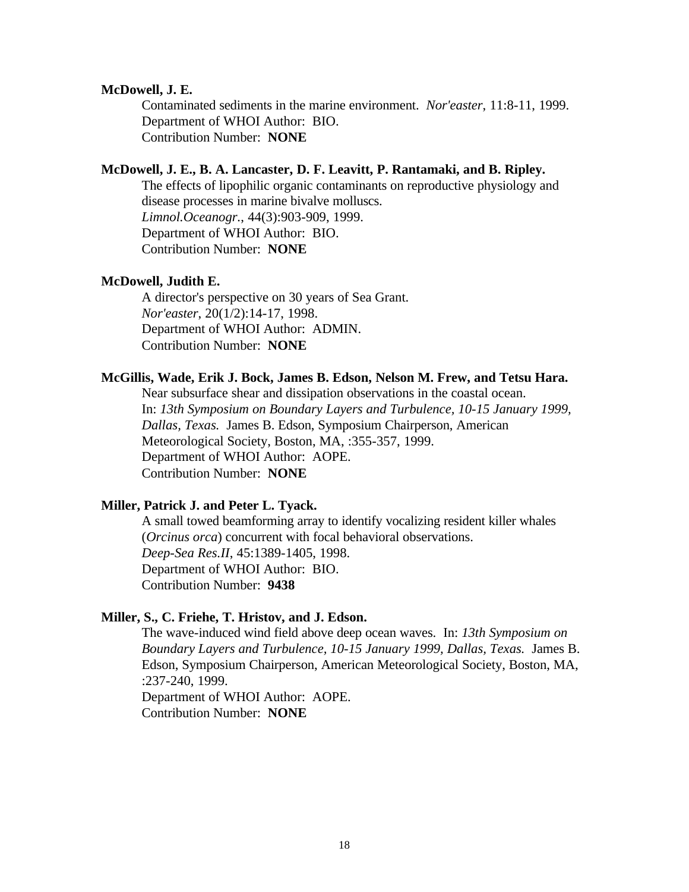**McDowell, J. E.**

Contaminated sediments in the marine environment. *Nor'easter*, 11:8-11, 1999.
Department of WHOI Author: BIO.
Contribution Number: **NONE**

**McDowell, J. E., B. A. Lancaster, D. F. Leavitt, P. Rantamaki, and B. Ripley.**

The effects of lipophilic organic contaminants on reproductive physiology and disease processes in marine bivalve molluscs.
*Limnol.Oceanogr.*, 44(3):903-909, 1999.
Department of WHOI Author: BIO.
Contribution Number: **NONE**

**McDowell, Judith E.**

A director's perspective on 30 years of Sea Grant.
*Nor'easter*, 20(1/2):14-17, 1998.
Department of WHOI Author: ADMIN.
Contribution Number: **NONE**

**McGillis, Wade, Erik J. Bock, James B. Edson, Nelson M. Frew, and Tetsu Hara.**

Near subsurface shear and dissipation observations in the coastal ocean.
In: *13th Symposium on Boundary Layers and Turbulence, 10-15 January 1999, Dallas, Texas.* James B. Edson, Symposium Chairperson, American Meteorological Society, Boston, MA, :355-357, 1999.
Department of WHOI Author: AOPE.
Contribution Number: **NONE**

**Miller, Patrick J. and Peter L. Tyack.**

A small towed beamforming array to identify vocalizing resident killer whales (*Orcinus orca*) concurrent with focal behavioral observations.
*Deep-Sea Res.II*, 45:1389-1405, 1998.
Department of WHOI Author: BIO.
Contribution Number: **9438**

**Miller, S., C. Friehe, T. Hristov, and J. Edson.**

The wave-induced wind field above deep ocean waves. In: *13th Symposium on Boundary Layers and Turbulence, 10-15 January 1999, Dallas, Texas.* James B. Edson, Symposium Chairperson, American Meteorological Society, Boston, MA, :237-240, 1999.
Department of WHOI Author: AOPE.
Contribution Number: **NONE**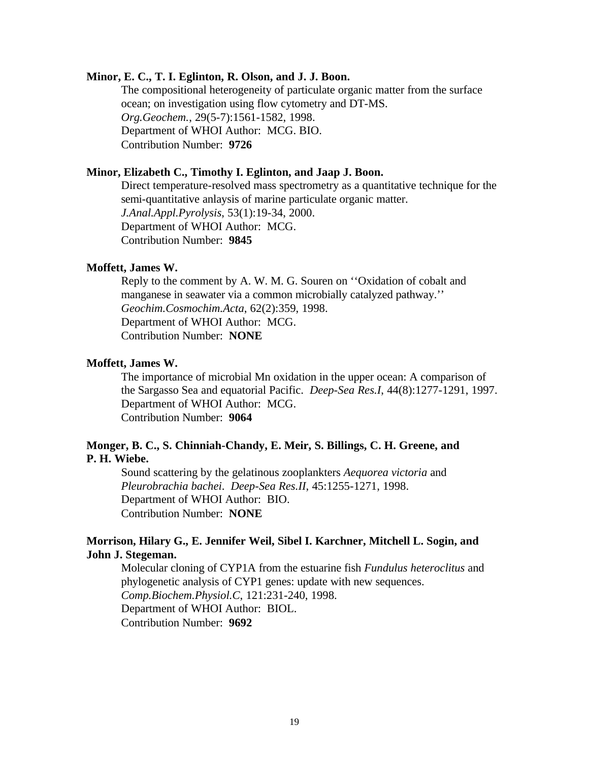**Minor, E. C., T. I. Eglinton, R. Olson, and J. J. Boon.**

The compositional heterogeneity of particulate organic matter from the surface ocean; on investigation using flow cytometry and DT-MS.
*Org.Geochem.*, 29(5-7):1561-1582, 1998.
Department of WHOI Author: MCG. BIO.
Contribution Number: **9726**

**Minor, Elizabeth C., Timothy I. Eglinton, and Jaap J. Boon.**

Direct temperature-resolved mass spectrometry as a quantitative technique for the semi-quantitative anlaysis of marine particulate organic matter.
*J.Anal.Appl.Pyrolysis*, 53(1):19-34, 2000.
Department of WHOI Author: MCG.
Contribution Number: **9845**

**Moffett, James W.**

Reply to the comment by A. W. M. G. Souren on ''Oxidation of cobalt and manganese in seawater via a common microbially catalyzed pathway.''
*Geochim.Cosmochim.Acta*, 62(2):359, 1998.
Department of WHOI Author: MCG.
Contribution Number: **NONE**

**Moffett, James W.**

The importance of microbial Mn oxidation in the upper ocean: A comparison of the Sargasso Sea and equatorial Pacific. *Deep-Sea Res.I*, 44(8):1277-1291, 1997.
Department of WHOI Author: MCG.
Contribution Number: **9064**

**Monger, B. C., S. Chinniah-Chandy, E. Meir, S. Billings, C. H. Greene, and P. H. Wiebe.**

Sound scattering by the gelatinous zooplankters *Aequorea victoria* and *Pleurobrachia bachei*. *Deep-Sea Res.II*, 45:1255-1271, 1998.
Department of WHOI Author: BIO.
Contribution Number: **NONE**

**Morrison, Hilary G., E. Jennifer Weil, Sibel I. Karchner, Mitchell L. Sogin, and John J. Stegeman.**

Molecular cloning of CYP1A from the estuarine fish *Fundulus heteroclitus* and phylogenetic analysis of CYP1 genes: update with new sequences.
*Comp.Biochem.Physiol.C*, 121:231-240, 1998.
Department of WHOI Author: BIOL.
Contribution Number: **9692**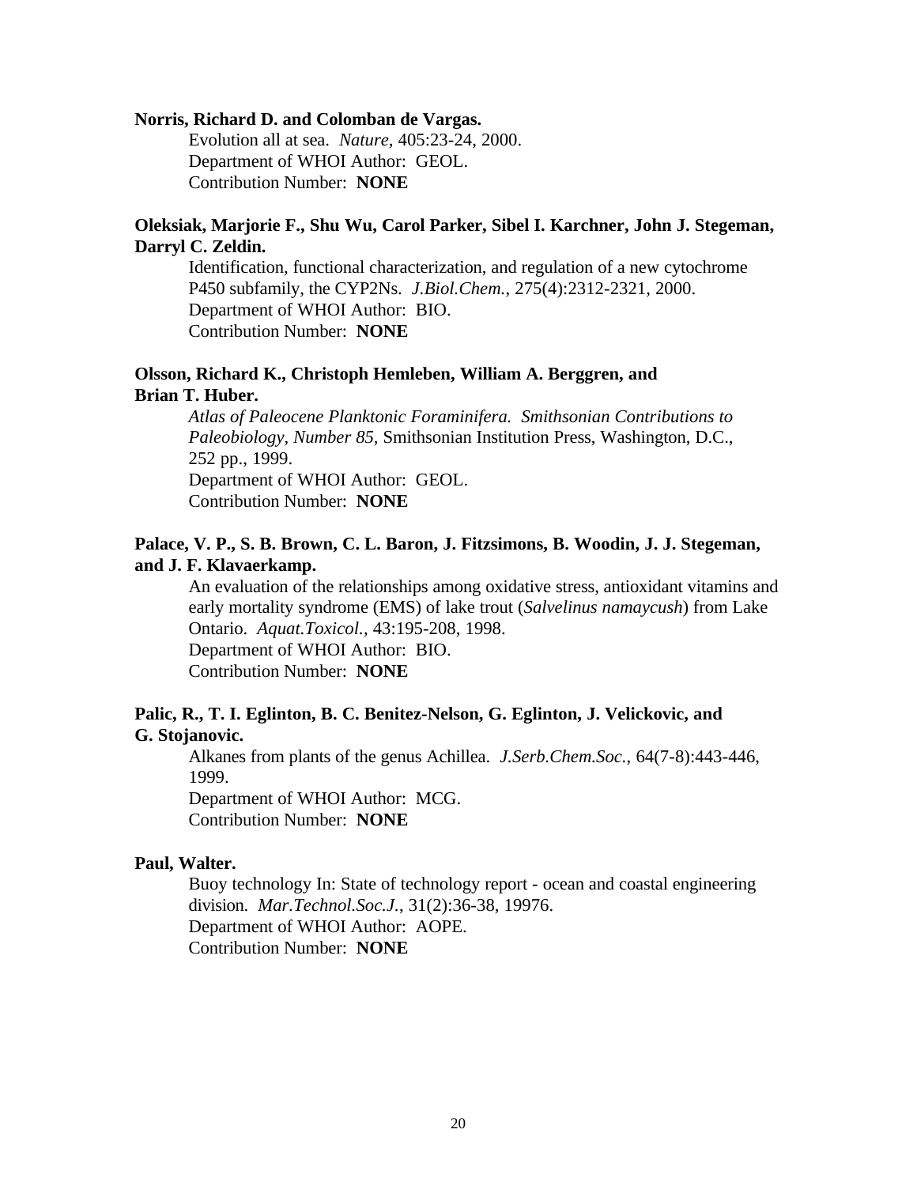**Norris, Richard D. and Colomban de Vargas.**

Evolution all at sea. *Nature*, 405:23-24, 2000.
Department of WHOI Author: GEOL.
Contribution Number: **NONE**

**Oleksiak, Marjorie F., Shu Wu, Carol Parker, Sibel I. Karchner, John J. Stegeman, Darryl C. Zeldin.**

Identification, functional characterization, and regulation of a new cytochrome P450 subfamily, the CYP2Ns. *J.Biol.Chem.*, 275(4):2312-2321, 2000.
Department of WHOI Author: BIO.
Contribution Number: **NONE**

**Olsson, Richard K., Christoph Hemleben, William A. Berggren, and Brian T. Huber.**

*Atlas of Paleocene Planktonic Foraminifera. Smithsonian Contributions to Paleobiology, Number 85,* Smithsonian Institution Press, Washington, D.C., 252 pp., 1999.
Department of WHOI Author: GEOL.
Contribution Number: **NONE**

**Palace, V. P., S. B. Brown, C. L. Baron, J. Fitzsimons, B. Woodin, J. J. Stegeman, and J. F. Klavaerkamp.**

An evaluation of the relationships among oxidative stress, antioxidant vitamins and early mortality syndrome (EMS) of lake trout (*Salvelinus namaycush*) from Lake Ontario. *Aquat.Toxicol.*, 43:195-208, 1998.
Department of WHOI Author: BIO.
Contribution Number: **NONE**

**Palic, R., T. I. Eglinton, B. C. Benitez-Nelson, G. Eglinton, J. Velickovic, and G. Stojanovic.**

Alkanes from plants of the genus Achillea. *J.Serb.Chem.Soc.*, 64(7-8):443-446, 1999.
Department of WHOI Author: MCG.
Contribution Number: **NONE**

**Paul, Walter.**

Buoy technology In: State of technology report - ocean and coastal engineering division. *Mar.Technol.Soc.J.*, 31(2):36-38, 19976.
Department of WHOI Author: AOPE.
Contribution Number: **NONE**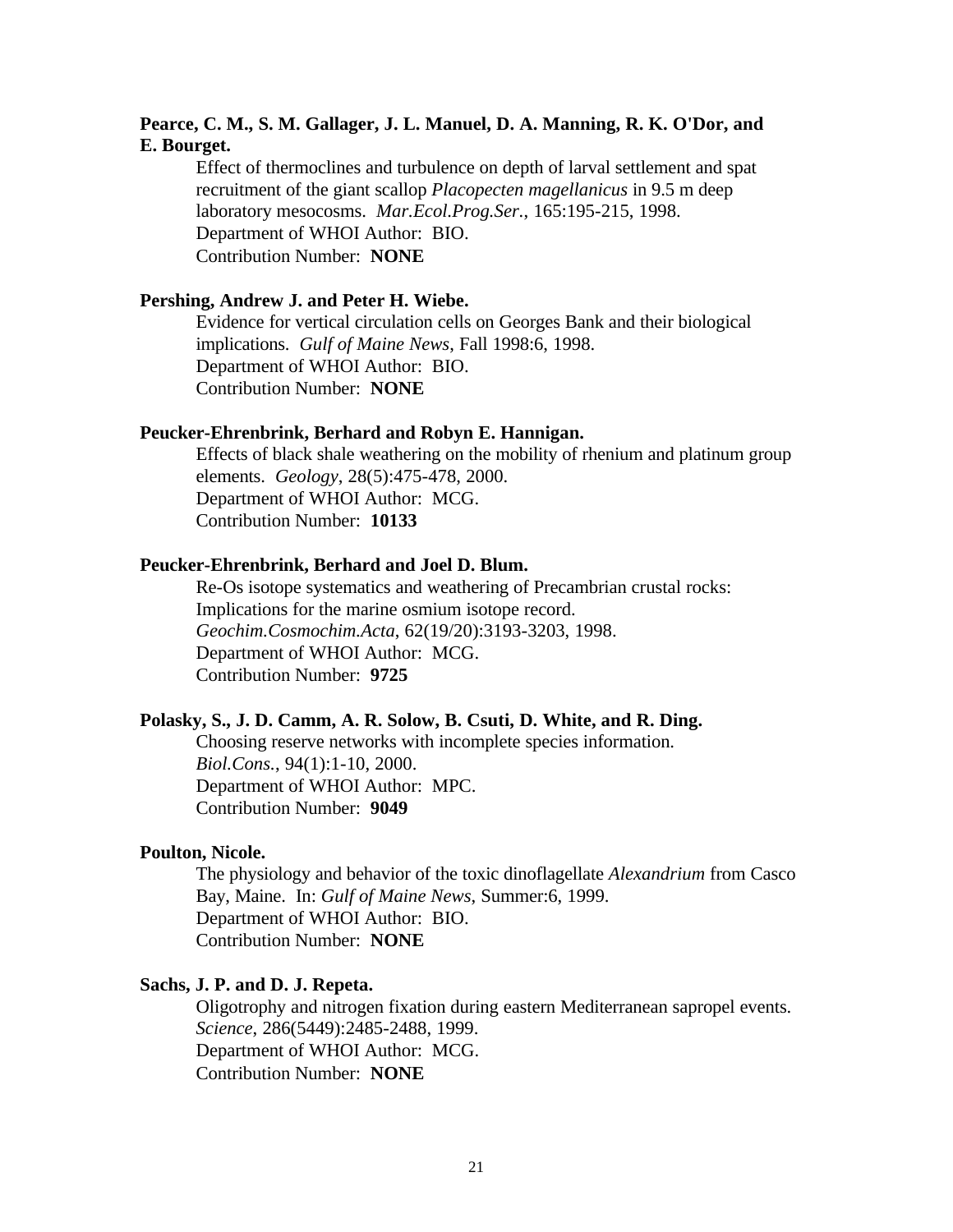**Pearce, C. M., S. M. Gallager, J. L. Manuel, D. A. Manning, R. K. O'Dor, and E. Bourget.**

Effect of thermoclines and turbulence on depth of larval settlement and spat recruitment of the giant scallop *Placopecten magellanicus* in 9.5 m deep laboratory mesocosms. *Mar.Ecol.Prog.Ser.*, 165:195-215, 1998.
Department of WHOI Author: BIO.
Contribution Number: **NONE**

**Pershing, Andrew J. and Peter H. Wiebe.**

Evidence for vertical circulation cells on Georges Bank and their biological implications. *Gulf of Maine News*, Fall 1998:6, 1998.
Department of WHOI Author: BIO.
Contribution Number: **NONE**

**Peucker-Ehrenbrink, Berhard and Robyn E. Hannigan.**

Effects of black shale weathering on the mobility of rhenium and platinum group elements. *Geology*, 28(5):475-478, 2000.
Department of WHOI Author: MCG.
Contribution Number: **10133**

**Peucker-Ehrenbrink, Berhard and Joel D. Blum.**

Re-Os isotope systematics and weathering of Precambrian crustal rocks: Implications for the marine osmium isotope record. *Geochim.Cosmochim.Acta*, 62(19/20):3193-3203, 1998.
Department of WHOI Author: MCG.
Contribution Number: **9725**

**Polasky, S., J. D. Camm, A. R. Solow, B. Csuti, D. White, and R. Ding.**

Choosing reserve networks with incomplete species information. *Biol.Cons.*, 94(1):1-10, 2000.
Department of WHOI Author: MPC.
Contribution Number: **9049**

**Poulton, Nicole.**

The physiology and behavior of the toxic dinoflagellate *Alexandrium* from Casco Bay, Maine. In: *Gulf of Maine News*, Summer:6, 1999.
Department of WHOI Author: BIO.
Contribution Number: **NONE**

**Sachs, J. P. and D. J. Repeta.**

Oligotrophy and nitrogen fixation during eastern Mediterranean sapropel events. *Science*, 286(5449):2485-2488, 1999.
Department of WHOI Author: MCG.
Contribution Number: **NONE**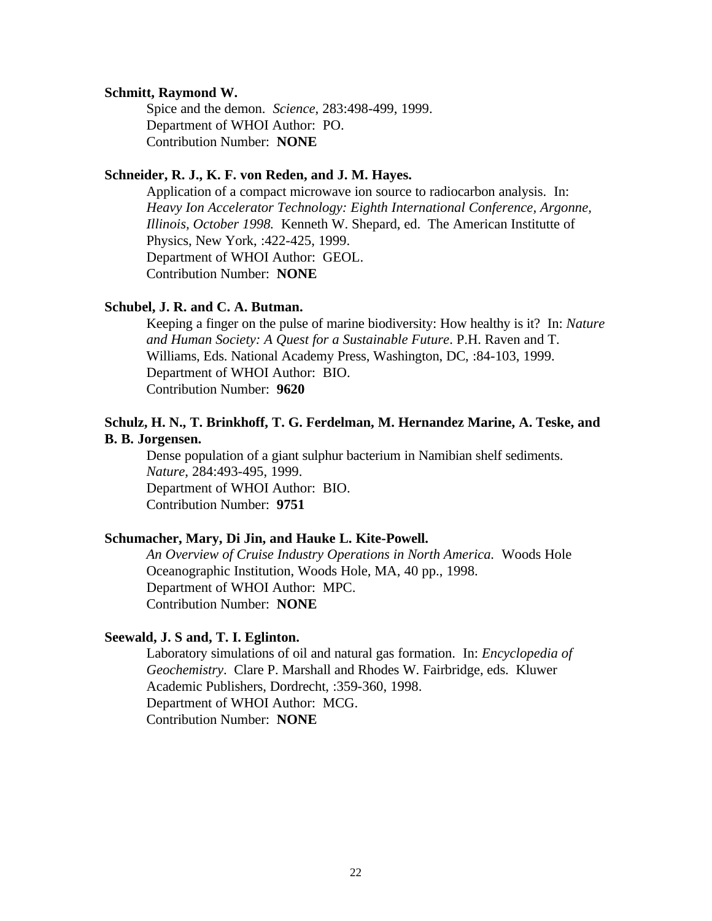**Schmitt, Raymond W.**

Spice and the demon. *Science*, 283:498-499, 1999.
Department of WHOI Author: PO.
Contribution Number: **NONE**

**Schneider, R. J., K. F. von Reden, and J. M. Hayes.**

Application of a compact microwave ion source to radiocarbon analysis. In: *Heavy Ion Accelerator Technology: Eighth International Conference, Argonne, Illinois, October 1998.* Kenneth W. Shepard, ed. The American Institutte of Physics, New York, :422-425, 1999.
Department of WHOI Author: GEOL.
Contribution Number: **NONE**

**Schubel, J. R. and C. A. Butman.**

Keeping a finger on the pulse of marine biodiversity: How healthy is it? In: *Nature and Human Society: A Quest for a Sustainable Future*. P.H. Raven and T. Williams, Eds. National Academy Press, Washington, DC, :84-103, 1999.
Department of WHOI Author: BIO.
Contribution Number: **9620**

**Schulz, H. N., T. Brinkhoff, T. G. Ferdelman, M. Hernandez Marine, A. Teske, and B. B. Jorgensen.**

Dense population of a giant sulphur bacterium in Namibian shelf sediments. *Nature*, 284:493-495, 1999.
Department of WHOI Author: BIO.
Contribution Number: **9751**

**Schumacher, Mary, Di Jin, and Hauke L. Kite-Powell.**

*An Overview of Cruise Industry Operations in North America.* Woods Hole Oceanographic Institution, Woods Hole, MA, 40 pp., 1998.
Department of WHOI Author: MPC.
Contribution Number: **NONE**

**Seewald, J. S and, T. I. Eglinton.**

Laboratory simulations of oil and natural gas formation. In: *Encyclopedia of Geochemistry*. Clare P. Marshall and Rhodes W. Fairbridge, eds. Kluwer Academic Publishers, Dordrecht, :359-360, 1998.
Department of WHOI Author: MCG.
Contribution Number: **NONE**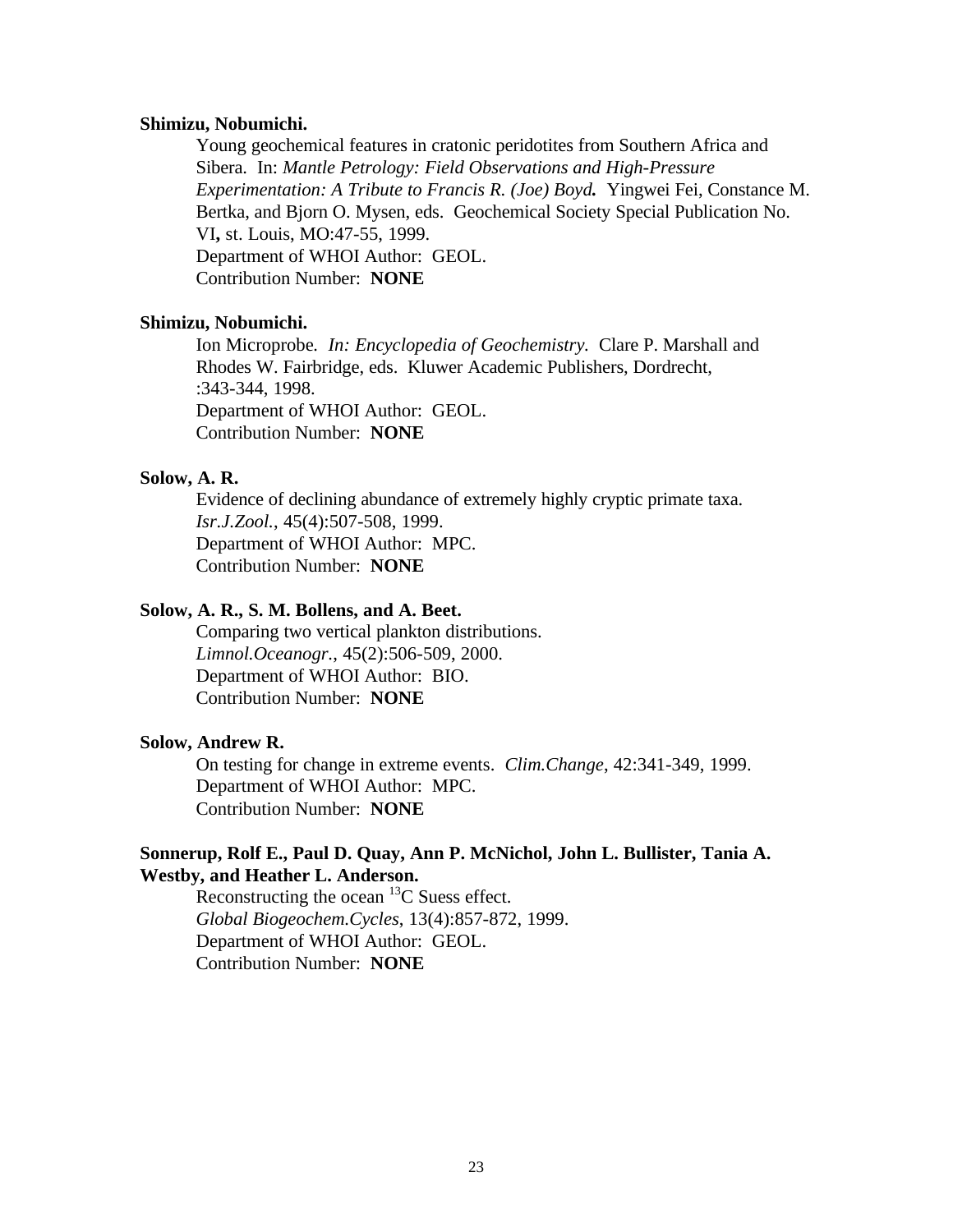**Shimizu, Nobumichi.**

Young geochemical features in cratonic peridotites from Southern Africa and Sibera. In: *Mantle Petrology: Field Observations and High-Pressure Experimentation: A Tribute to Francis R. (Joe) Boyd.* Yingwei Fei, Constance M. Bertka, and Bjorn O. Mysen, eds. Geochemical Society Special Publication No. VI**,** st. Louis, MO:47-55, 1999.
Department of WHOI Author: GEOL.
Contribution Number: **NONE**

**Shimizu, Nobumichi.**

Ion Microprobe. *In: Encyclopedia of Geochemistry.* Clare P. Marshall and Rhodes W. Fairbridge, eds. Kluwer Academic Publishers, Dordrecht, :343-344, 1998.
Department of WHOI Author: GEOL.
Contribution Number: **NONE**

**Solow, A. R.**

Evidence of declining abundance of extremely highly cryptic primate taxa. *Isr.J.Zool.*, 45(4):507-508, 1999.
Department of WHOI Author: MPC.
Contribution Number: **NONE**

**Solow, A. R., S. M. Bollens, and A. Beet.**

Comparing two vertical plankton distributions. *Limnol.Oceanogr.*, 45(2):506-509, 2000.
Department of WHOI Author: BIO.
Contribution Number: **NONE**

**Solow, Andrew R.**

On testing for change in extreme events. *Clim.Change*, 42:341-349, 1999.
Department of WHOI Author: MPC.
Contribution Number: **NONE**

**Sonnerup, Rolf E., Paul D. Quay, Ann P. McNichol, John L. Bullister, Tania A. Westby, and Heather L. Anderson.**

Reconstructing the ocean $^{13}C$ Suess effect. *Global Biogeochem.Cycles*, 13(4):857-872, 1999.
Department of WHOI Author: GEOL.
Contribution Number: **NONE**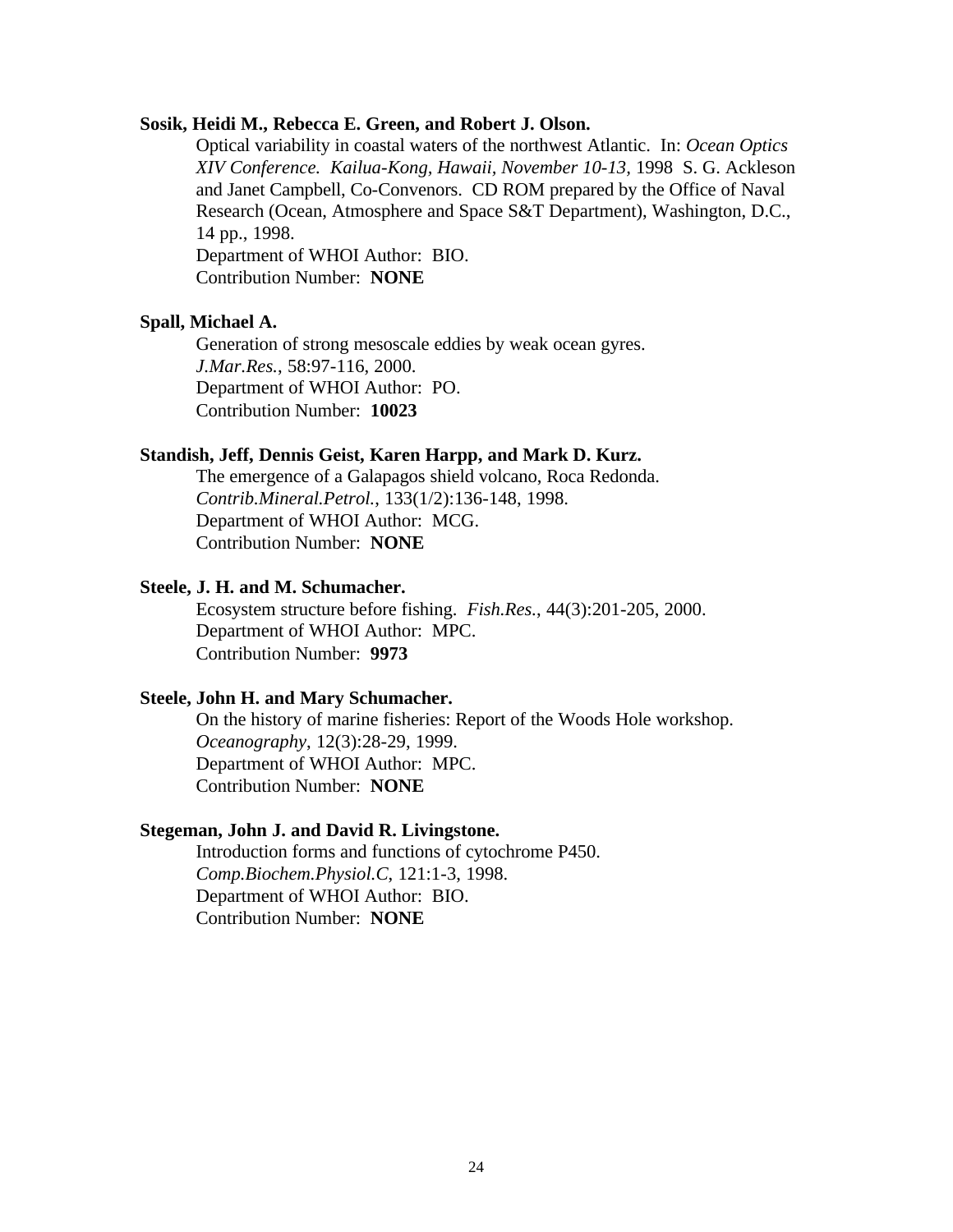**Sosik, Heidi M., Rebecca E. Green, and Robert J. Olson.**

Optical variability in coastal waters of the northwest Atlantic. In: *Ocean Optics XIV Conference. Kailua-Kong, Hawaii, November 10-13,* 1998 S. G. Ackleson and Janet Campbell, Co-Convenors. CD ROM prepared by the Office of Naval Research (Ocean, Atmosphere and Space S&T Department), Washington, D.C., 14 pp., 1998.
Department of WHOI Author: BIO.
Contribution Number: **NONE**

**Spall, Michael A.**

Generation of strong mesoscale eddies by weak ocean gyres.
*J.Mar.Res.*, 58:97-116, 2000.
Department of WHOI Author: PO.
Contribution Number: **10023**

**Standish, Jeff, Dennis Geist, Karen Harpp, and Mark D. Kurz.**

The emergence of a Galapagos shield volcano, Roca Redonda.
*Contrib.Mineral.Petrol.*, 133(1/2):136-148, 1998.
Department of WHOI Author: MCG.
Contribution Number: **NONE**

**Steele, J. H. and M. Schumacher.**

Ecosystem structure before fishing. *Fish.Res.*, 44(3):201-205, 2000.
Department of WHOI Author: MPC.
Contribution Number: **9973**

**Steele, John H. and Mary Schumacher.**

On the history of marine fisheries: Report of the Woods Hole workshop.
*Oceanography*, 12(3):28-29, 1999.
Department of WHOI Author: MPC.
Contribution Number: **NONE**

**Stegeman, John J. and David R. Livingstone.**

Introduction forms and functions of cytochrome P450.
*Comp.Biochem.Physiol.C*, 121:1-3, 1998.
Department of WHOI Author: BIO.
Contribution Number: **NONE**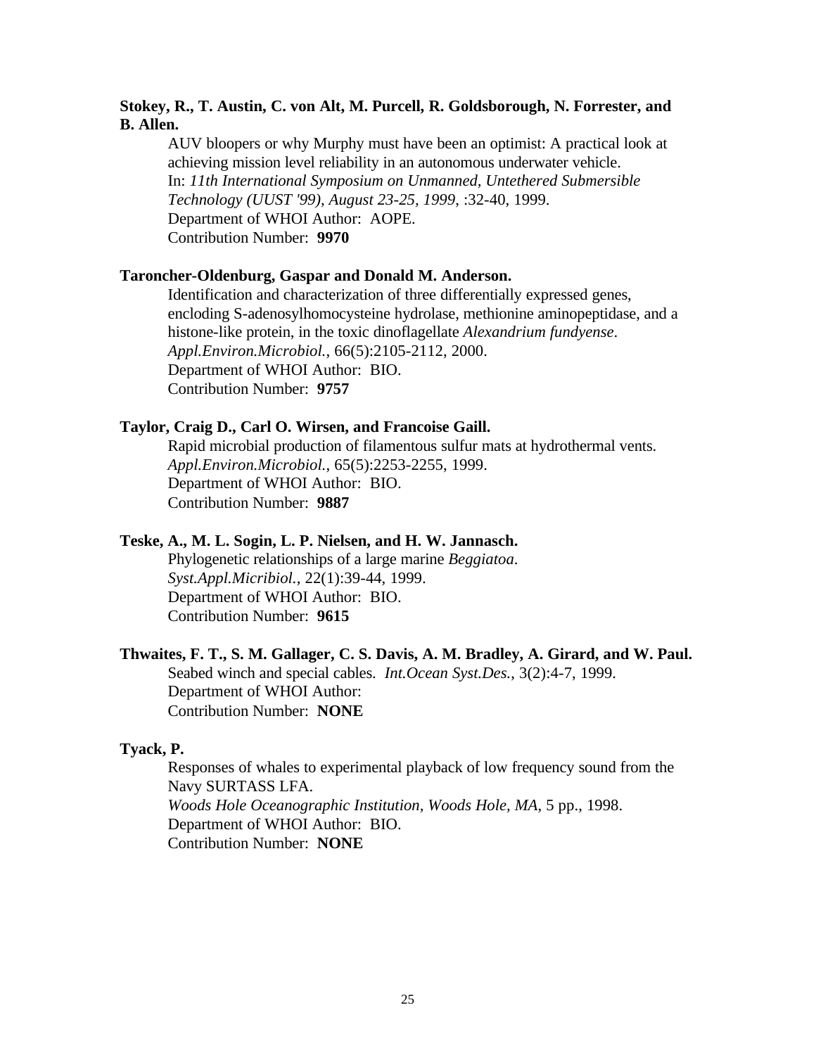**Stokey, R., T. Austin, C. von Alt, M. Purcell, R. Goldsborough, N. Forrester, and B. Allen.**

AUV bloopers or why Murphy must have been an optimist: A practical look at achieving mission level reliability in an autonomous underwater vehicle.
In: *11th International Symposium on Unmanned, Untethered Submersible Technology (UUST '99), August 23-25, 1999*, :32-40, 1999.
Department of WHOI Author: AOPE.
Contribution Number: **9970**

**Taroncher-Oldenburg, Gaspar and Donald M. Anderson.**

Identification and characterization of three differentially expressed genes, encloding S-adenosylhomocysteine hydrolase, methionine aminopeptidase, and a histone-like protein, in the toxic dinoflagellate *Alexandrium fundyense*.
*Appl.Environ.Microbiol.*, 66(5):2105-2112, 2000.
Department of WHOI Author: BIO.
Contribution Number: **9757**

**Taylor, Craig D., Carl O. Wirsen, and Francoise Gaill.**

Rapid microbial production of filamentous sulfur mats at hydrothermal vents.
*Appl.Environ.Microbiol.*, 65(5):2253-2255, 1999.
Department of WHOI Author: BIO.
Contribution Number: **9887**

**Teske, A., M. L. Sogin, L. P. Nielsen, and H. W. Jannasch.**

Phylogenetic relationships of a large marine *Beggiatoa*.
*Syst.Appl.Micribiol.*, 22(1):39-44, 1999.
Department of WHOI Author: BIO.
Contribution Number: **9615**

**Thwaites, F. T., S. M. Gallager, C. S. Davis, A. M. Bradley, A. Girard, and W. Paul.**

Seabed winch and special cables. *Int.Ocean Syst.Des.*, 3(2):4-7, 1999.
Department of WHOI Author:
Contribution Number: **NONE**

**Tyack, P.**

Responses of whales to experimental playback of low frequency sound from the Navy SURTASS LFA.
*Woods Hole Oceanographic Institution, Woods Hole, MA*, 5 pp., 1998.
Department of WHOI Author: BIO.
Contribution Number: **NONE**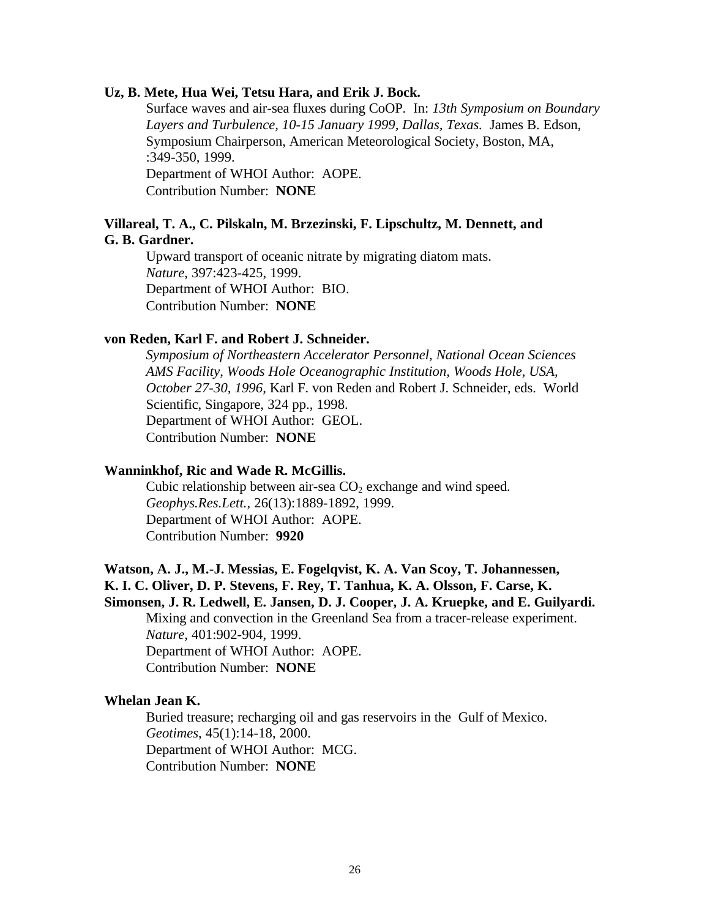**Uz, B. Mete, Hua Wei, Tetsu Hara, and Erik J. Bock.**

Surface waves and air-sea fluxes during CoOP. In: *13th Symposium on Boundary Layers and Turbulence, 10-15 January 1999, Dallas, Texas.* James B. Edson, Symposium Chairperson, American Meteorological Society, Boston, MA, :349-350, 1999.
Department of WHOI Author: AOPE.
Contribution Number: **NONE**

**Villareal, T. A., C. Pilskaln, M. Brzezinski, F. Lipschultz, M. Dennett, and G. B. Gardner.**

Upward transport of oceanic nitrate by migrating diatom mats.
*Nature*, 397:423-425, 1999.
Department of WHOI Author: BIO.
Contribution Number: **NONE**

**von Reden, Karl F. and Robert J. Schneider.**

*Symposium of Northeastern Accelerator Personnel, National Ocean Sciences AMS Facility, Woods Hole Oceanographic Institution, Woods Hole, USA, October 27-30, 1996*, Karl F. von Reden and Robert J. Schneider, eds. World Scientific, Singapore, 324 pp., 1998.
Department of WHOI Author: GEOL.
Contribution Number: **NONE**

**Wanninkhof, Ric and Wade R. McGillis.**

Cubic relationship between air-sea $CO_2$ exchange and wind speed.
*Geophys.Res.Lett.*, 26(13):1889-1892, 1999.
Department of WHOI Author: AOPE.
Contribution Number: **9920**

**Watson, A. J., M.-J. Messias, E. Fogelqvist, K. A. Van Scoy, T. Johannessen, K. I. C. Oliver, D. P. Stevens, F. Rey, T. Tanhua, K. A. Olsson, F. Carse, K. Simonsen, J. R. Ledwell, E. Jansen, D. J. Cooper, J. A. Kruepke, and E. Guilyardi.**

Mixing and convection in the Greenland Sea from a tracer-release experiment.
*Nature*, 401:902-904, 1999.
Department of WHOI Author: AOPE.
Contribution Number: **NONE**

**Whelan Jean K.**

Buried treasure; recharging oil and gas reservoirs in the Gulf of Mexico.
*Geotimes*, 45(1):14-18, 2000.
Department of WHOI Author: MCG.
Contribution Number: **NONE**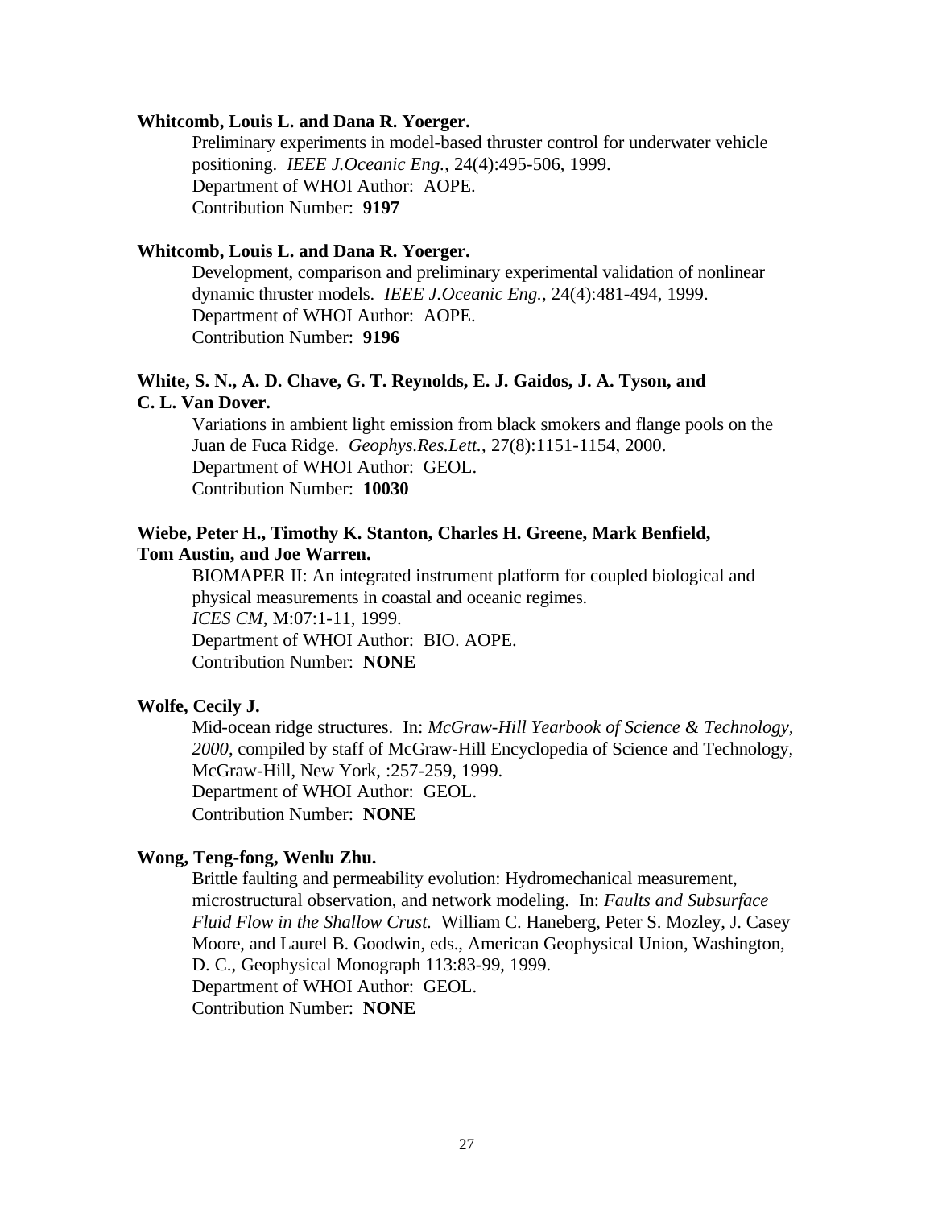**Whitcomb, Louis L. and Dana R. Yoerger.**

Preliminary experiments in model-based thruster control for underwater vehicle positioning. *IEEE J.Oceanic Eng.*, 24(4):495-506, 1999.
Department of WHOI Author: AOPE.
Contribution Number: **9197**

**Whitcomb, Louis L. and Dana R. Yoerger.**

Development, comparison and preliminary experimental validation of nonlinear dynamic thruster models. *IEEE J.Oceanic Eng.*, 24(4):481-494, 1999.
Department of WHOI Author: AOPE.
Contribution Number: **9196**

**White, S. N., A. D. Chave, G. T. Reynolds, E. J. Gaidos, J. A. Tyson, and C. L. Van Dover.**

Variations in ambient light emission from black smokers and flange pools on the Juan de Fuca Ridge. *Geophys.Res.Lett.*, 27(8):1151-1154, 2000.
Department of WHOI Author: GEOL.
Contribution Number: **10030**

**Wiebe, Peter H., Timothy K. Stanton, Charles H. Greene, Mark Benfield, Tom Austin, and Joe Warren.**

BIOMAPER II: An integrated instrument platform for coupled biological and physical measurements in coastal and oceanic regimes.
*ICES CM*, M:07:1-11, 1999.
Department of WHOI Author: BIO. AOPE.
Contribution Number: **NONE**

**Wolfe, Cecily J.**

Mid-ocean ridge structures. In: *McGraw-Hill Yearbook of Science & Technology, 2000*, compiled by staff of McGraw-Hill Encyclopedia of Science and Technology, McGraw-Hill, New York, :257-259, 1999.
Department of WHOI Author: GEOL.
Contribution Number: **NONE**

**Wong, Teng-fong, Wenlu Zhu.**

Brittle faulting and permeability evolution: Hydromechanical measurement, microstructural observation, and network modeling. In: *Faults and Subsurface Fluid Flow in the Shallow Crust.* William C. Haneberg, Peter S. Mozley, J. Casey Moore, and Laurel B. Goodwin, eds., American Geophysical Union, Washington, D. C., Geophysical Monograph 113:83-99, 1999.
Department of WHOI Author: GEOL.
Contribution Number: **NONE**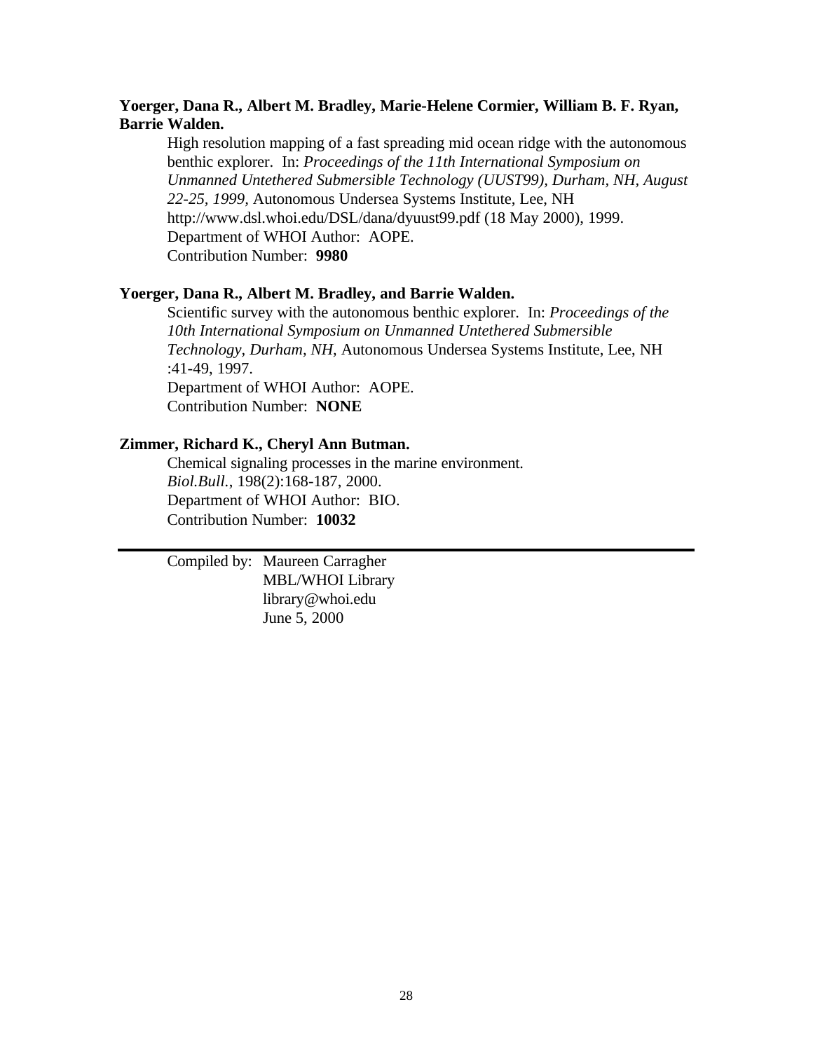**Yoerger, Dana R., Albert M. Bradley, Marie-Helene Cormier, William B. F. Ryan, Barrie Walden.**

High resolution mapping of a fast spreading mid ocean ridge with the autonomous benthic explorer. In: *Proceedings of the 11th International Symposium on Unmanned Untethered Submersible Technology (UUST99), Durham, NH, August 22-25, 1999,* Autonomous Undersea Systems Institute, Lee, NH http://www.dsl.whoi.edu/DSL/dana/dyuust99.pdf (18 May 2000), 1999.
Department of WHOI Author: AOPE.
Contribution Number: **9980**

**Yoerger, Dana R., Albert M. Bradley, and Barrie Walden.**

Scientific survey with the autonomous benthic explorer. In: *Proceedings of the 10th International Symposium on Unmanned Untethered Submersible Technology, Durham, NH,* Autonomous Undersea Systems Institute, Lee, NH :41-49, 1997.
Department of WHOI Author: AOPE.
Contribution Number: **NONE**

**Zimmer, Richard K., Cheryl Ann Butman.**

Chemical signaling processes in the marine environment. *Biol.Bull.*, 198(2):168-187, 2000.
Department of WHOI Author: BIO.
Contribution Number: **10032**

---

Compiled by: Maureen Carragher
MBL/WHOI Library
library@whoi.edu
June 5, 2000